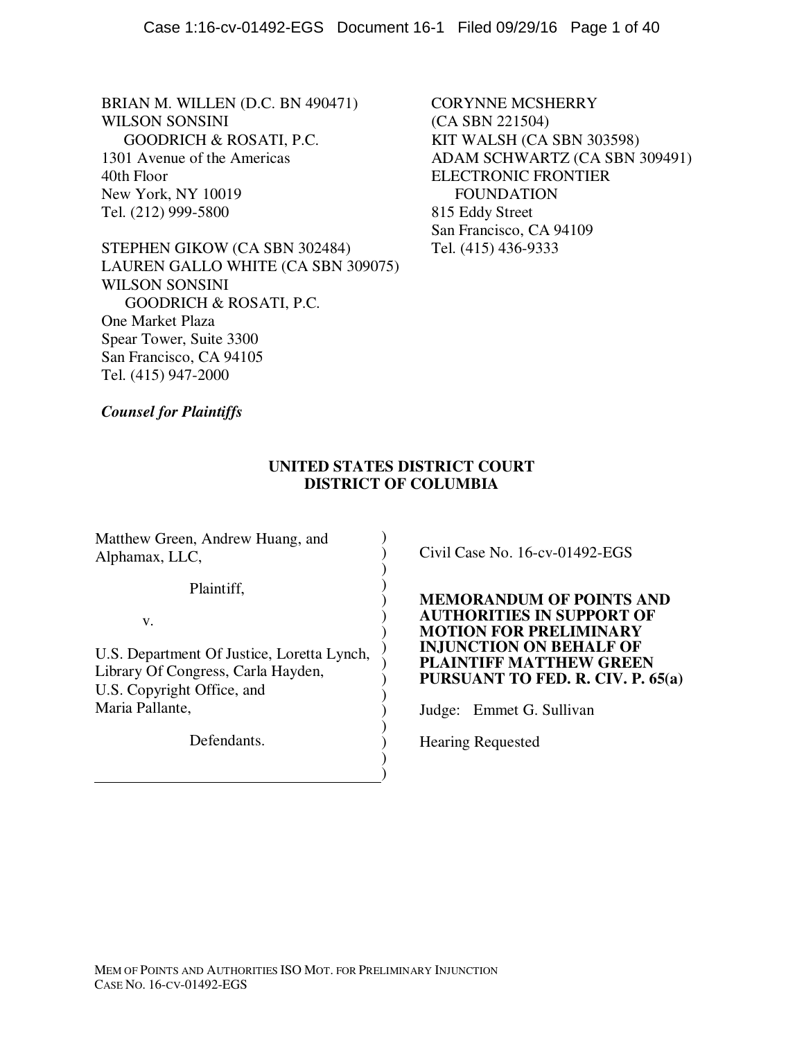BRIAN M. WILLEN (D.C. BN 490471)
WILSON SONSINI
GOODRICH & ROSATI, P.C.
1301 Avenue of the Americas
40th Floor
New York, NY 10019
Tel. (212) 999-5800

STEPHEN GIKOW (CA SBN 302484)
LAUREN GALLO WHITE (CA SBN 309075)
WILSON SONSINI
GOODRICH & ROSATI, P.C.
One Market Plaza
Spear Tower, Suite 3300
San Francisco, CA 94105
Tel. (415) 947-2000

CORYNNE MCSHERRY
(CA SBN 221504)
KIT WALSH (CA SBN 303598)
ADAM SCHWARTZ (CA SBN 309491)
ELECTRONIC FRONTIER
FOUNDATION
815 Eddy Street
San Francisco, CA 94109
Tel. (415) 436-9333

***Counsel for Plaintiffs***

**UNITED STATES DISTRICT COURT**
**DISTRICT OF COLUMBIA**

Matthew Green, Andrew Huang, and Alphamax, LLC,

Plaintiff,

v.

U.S. Department Of Justice, Loretta Lynch, Library Of Congress, Carla Hayden, U.S. Copyright Office, and Maria Pallante,

Defendants.

Civil Case No. 16-cv-01492-EGS

**MEMORANDUM OF POINTS AND AUTHORITIES IN SUPPORT OF MOTION FOR PRELIMINARY INJUNCTION ON BEHALF OF PLAINTIFF MATTHEW GREEN PURSUANT TO FED. R. CIV. P. 65(a)**

Judge: Emmet G. Sullivan

Hearing Requested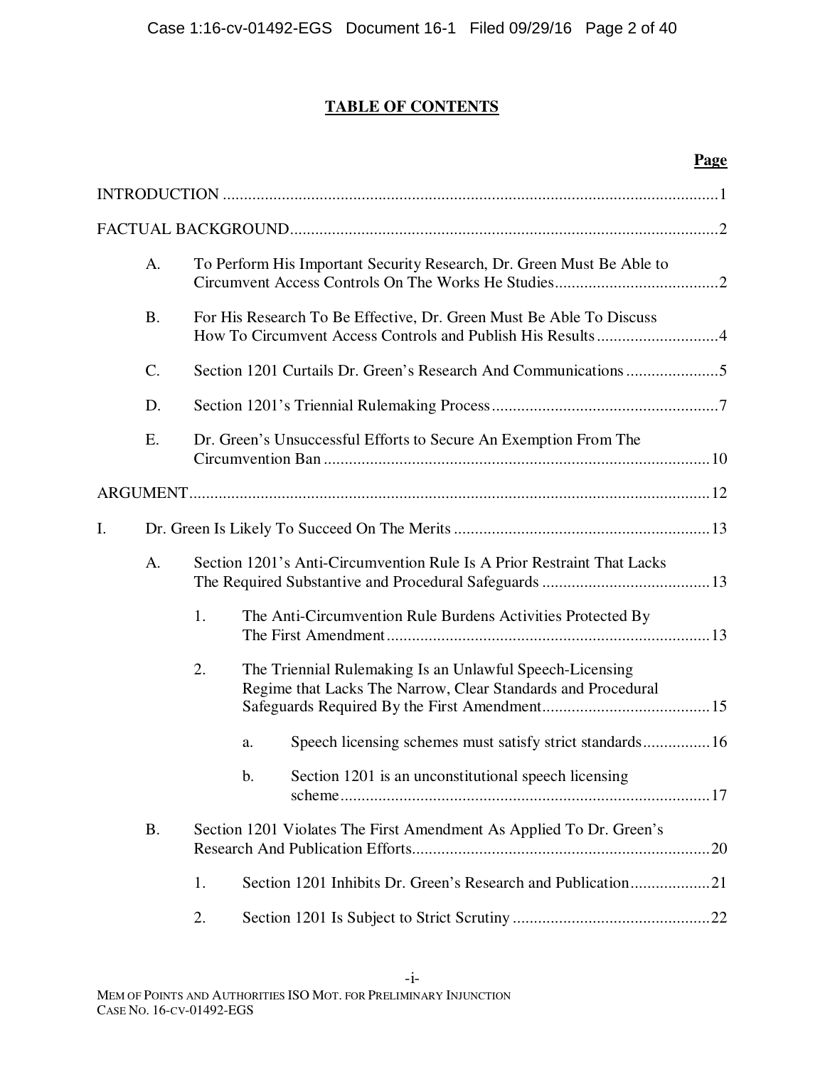# TABLE OF CONTENTS

**Page**

INTRODUCTION ..... 1

FACTUAL BACKGROUND ..... 2

- A. To Perform His Important Security Research, Dr. Green Must Be Able to Circumvent Access Controls On The Works He Studies ..... 2
- B. For His Research To Be Effective, Dr. Green Must Be Able To Discuss How To Circumvent Access Controls and Publish His Results ..... 4
- C. Section 1201 Curtails Dr. Green's Research And Communications ..... 5
- D. Section 1201's Triennial Rulemaking Process ..... 7
- E. Dr. Green's Unsuccessful Efforts to Secure An Exemption From The Circumvention Ban ..... 10

ARGUMENT ..... 12

I. Dr. Green Is Likely To Succeed On The Merits ..... 13

- A. Section 1201's Anti-Circumvention Rule Is A Prior Restraint That Lacks The Required Substantive and Procedural Safeguards ..... 13
  - 1. The Anti-Circumvention Rule Burdens Activities Protected By The First Amendment ..... 13
  - 2. The Triennial Rulemaking Is an Unlawful Speech-Licensing Regime that Lacks The Narrow, Clear Standards and Procedural Safeguards Required By the First Amendment ..... 15
    - a. Speech licensing schemes must satisfy strict standards ..... 16
    - b. Section 1201 is an unconstitutional speech licensing scheme ..... 17
- B. Section 1201 Violates The First Amendment As Applied To Dr. Green's Research And Publication Efforts ..... 20
  - 1. Section 1201 Inhibits Dr. Green's Research and Publication ..... 21
  - 2. Section 1201 Is Subject to Strict Scrutiny ..... 22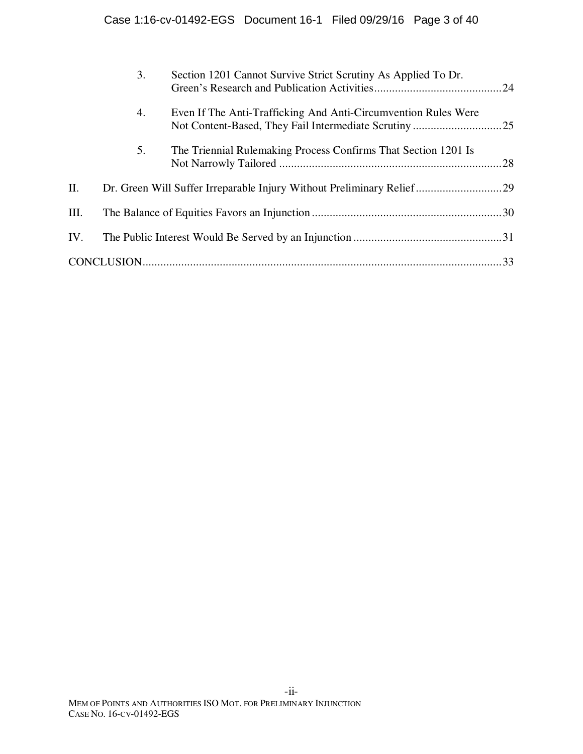3. Section 1201 Cannot Survive Strict Scrutiny As Applied To Dr. Green's Research and Publication Activities ........................................... 24

4. Even If The Anti-Trafficking And Anti-Circumvention Rules Were Not Content-Based, They Fail Intermediate Scrutiny .............................. 25

5. The Triennial Rulemaking Process Confirms That Section 1201 Is Not Narrowly Tailored ........................................................................... 28

II. Dr. Green Will Suffer Irreparable Injury Without Preliminary Relief ............................ 29

III. The Balance of Equities Favors an Injunction ................................................................ 30

IV. The Public Interest Would Be Served by an Injunction .................................................. 31

CONCLUSION ......................................................................................................................... 33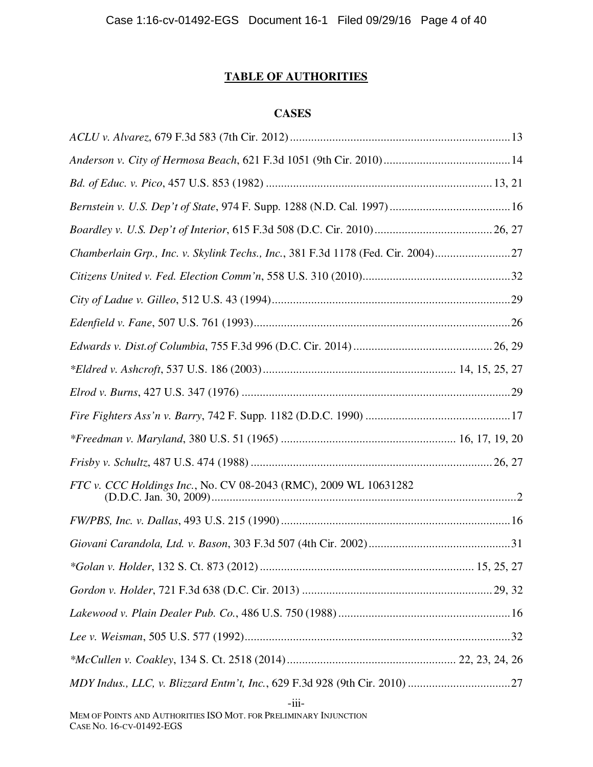## TABLE OF AUTHORITIES

### CASES

*ACLU v. Alvarez,* 679 F.3d 583 (7th Cir. 2012) ........................................................................ 13

*Anderson v. City of Hermosa Beach*, 621 F.3d 1051 (9th Cir. 2010) .......................................... 14

*Bd. of Educ. v. Pico*, 457 U.S. 853 (1982) ........................................................................... 13, 21

*Bernstein v. U.S. Dep't of State*, 974 F. Supp. 1288 (N.D. Cal. 1997) ........................................ 16

*Boardley v. U.S. Dep't of Interior*, 615 F.3d 508 (D.C. Cir. 2010) ....................................... 26, 27

*Chamberlain Grp., Inc. v. Skylink Techs., Inc.*, 381 F.3d 1178 (Fed. Cir. 2004) ......................... 27

*Citizens United v. Fed. Election Comm'n*, 558 U.S. 310 (2010) ................................................. 32

*City of Ladue v. Gilleo*, 512 U.S. 43 (1994) ............................................................................... 29

*Edenfield v. Fane*, 507 U.S. 761 (1993) ..................................................................................... 26

*Edwards v. Dist.of Columbia*, 755 F.3d 996 (D.C. Cir. 2014) .............................................. 26, 29

*\*Eldred v. Ashcroft*, 537 U.S. 186 (2003) ................................................................ 14, 15, 25, 27

*Elrod v. Burns*, 427 U.S. 347 (1976) ......................................................................................... 29

*Fire Fighters Ass'n v. Barry*, 742 F. Supp. 1182 (D.D.C. 1990) ................................................ 17

*\*Freedman v. Maryland*, 380 U.S. 51 (1965) .......................................................... 16, 17, 19, 20

*Frisby v. Schultz,* 487 U.S. 474 (1988) ................................................................................. 26, 27

*FTC v. CCC Holdings Inc.*, No. CV 08-2043 (RMC), 2009 WL 10631282 (D.D.C. Jan. 30, 2009) ........................................................................................................2

*FW/PBS, Inc. v. Dallas*, 493 U.S. 215 (1990) ............................................................................ 16

*Giovani Carandola, Ltd. v. Bason*, 303 F.3d 507 (4th Cir. 2002) ............................................... 31

*\*Golan v. Holder*, 132 S. Ct. 873 (2012) ...................................................................... 15, 25, 27

*Gordon v. Holder*, 721 F.3d 638 (D.C. Cir. 2013) ............................................................... 29, 32

*Lakewood v. Plain Dealer Pub. Co.*, 486 U.S. 750 (1988) ......................................................... 16

*Lee v. Weisman*, 505 U.S. 577 (1992) ........................................................................................ 32

*\*McCullen v. Coakley*, 134 S. Ct. 2518 (2014) ........................................................ 22, 23, 24, 26

*MDY Indus., LLC, v. Blizzard Entm't, Inc.*, 629 F.3d 928 (9th Cir. 2010) .................................. 27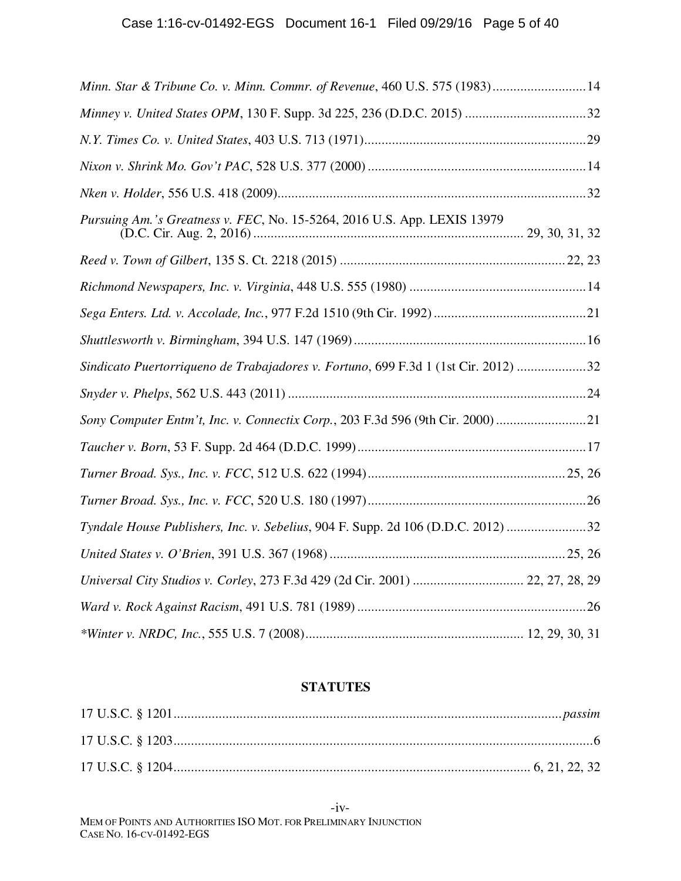*Minn. Star & Tribune Co. v. Minn. Commr. of Revenue*, 460 U.S. 575 (1983) .......... 14

*Minney v. United States OPM*, 130 F. Supp. 3d 225, 236 (D.D.C. 2015) .......... 32

*N.Y. Times Co. v. United States*, 403 U.S. 713 (1971) .......... 29

*Nixon v. Shrink Mo. Gov't PAC*, 528 U.S. 377 (2000) .......... 14

*Nken v. Holder*, 556 U.S. 418 (2009) .......... 32

*Pursuing Am.'s Greatness v. FEC*, No. 15-5264, 2016 U.S. App. LEXIS 13979 (D.C. Cir. Aug. 2, 2016) .......... 29, 30, 31, 32

*Reed v. Town of Gilbert*, 135 S. Ct. 2218 (2015) .......... 22, 23

*Richmond Newspapers, Inc. v. Virginia*, 448 U.S. 555 (1980) .......... 14

*Sega Enters. Ltd. v. Accolade, Inc.*, 977 F.2d 1510 (9th Cir. 1992) .......... 21

*Shuttlesworth v. Birmingham*, 394 U.S. 147 (1969) .......... 16

*Sindicato Puertorriqueno de Trabajadores v. Fortuno*, 699 F.3d 1 (1st Cir. 2012) .......... 32

*Snyder v. Phelps*, 562 U.S. 443 (2011) .......... 24

*Sony Computer Entm't, Inc. v. Connectix Corp.*, 203 F.3d 596 (9th Cir. 2000) .......... 21

*Taucher v. Born*, 53 F. Supp. 2d 464 (D.D.C. 1999) .......... 17

*Turner Broad. Sys., Inc. v. FCC*, 512 U.S. 622 (1994) .......... 25, 26

*Turner Broad. Sys., Inc. v. FCC*, 520 U.S. 180 (1997) .......... 26

*Tyndale House Publishers, Inc. v. Sebelius*, 904 F. Supp. 2d 106 (D.D.C. 2012) .......... 32

*United States v. O'Brien*, 391 U.S. 367 (1968) .......... 25, 26

*Universal City Studios v. Corley*, 273 F.3d 429 (2d Cir. 2001) .......... 22, 27, 28, 29

*Ward v. Rock Against Racism*, 491 U.S. 781 (1989) .......... 26

*\*Winter v. NRDC, Inc.*, 555 U.S. 7 (2008) .......... 12, 29, 30, 31

## STATUTES

17 U.S.C. § 1201 .......... *passim*

17 U.S.C. § 1203 .......... 6

17 U.S.C. § 1204 .......... 6, 21, 22, 32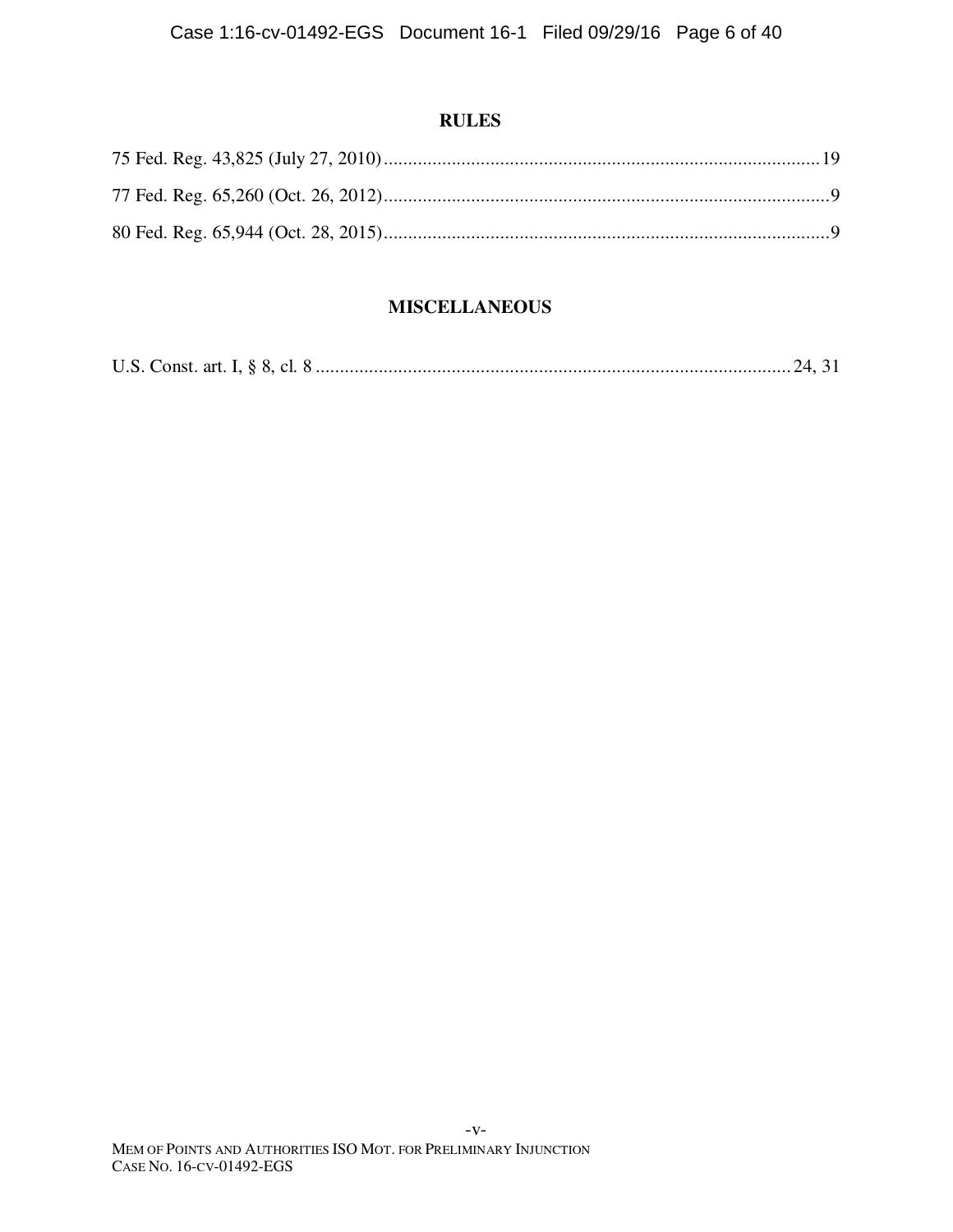## RULES

75 Fed. Reg. 43,825 (July 27, 2010) .......... 19

77 Fed. Reg. 65,260 (Oct. 26, 2012) .......... 9

80 Fed. Reg. 65,944 (Oct. 28, 2015) .......... 9

## MISCELLANEOUS

U.S. Const. art. I, § 8, cl. 8 .......... 24, 31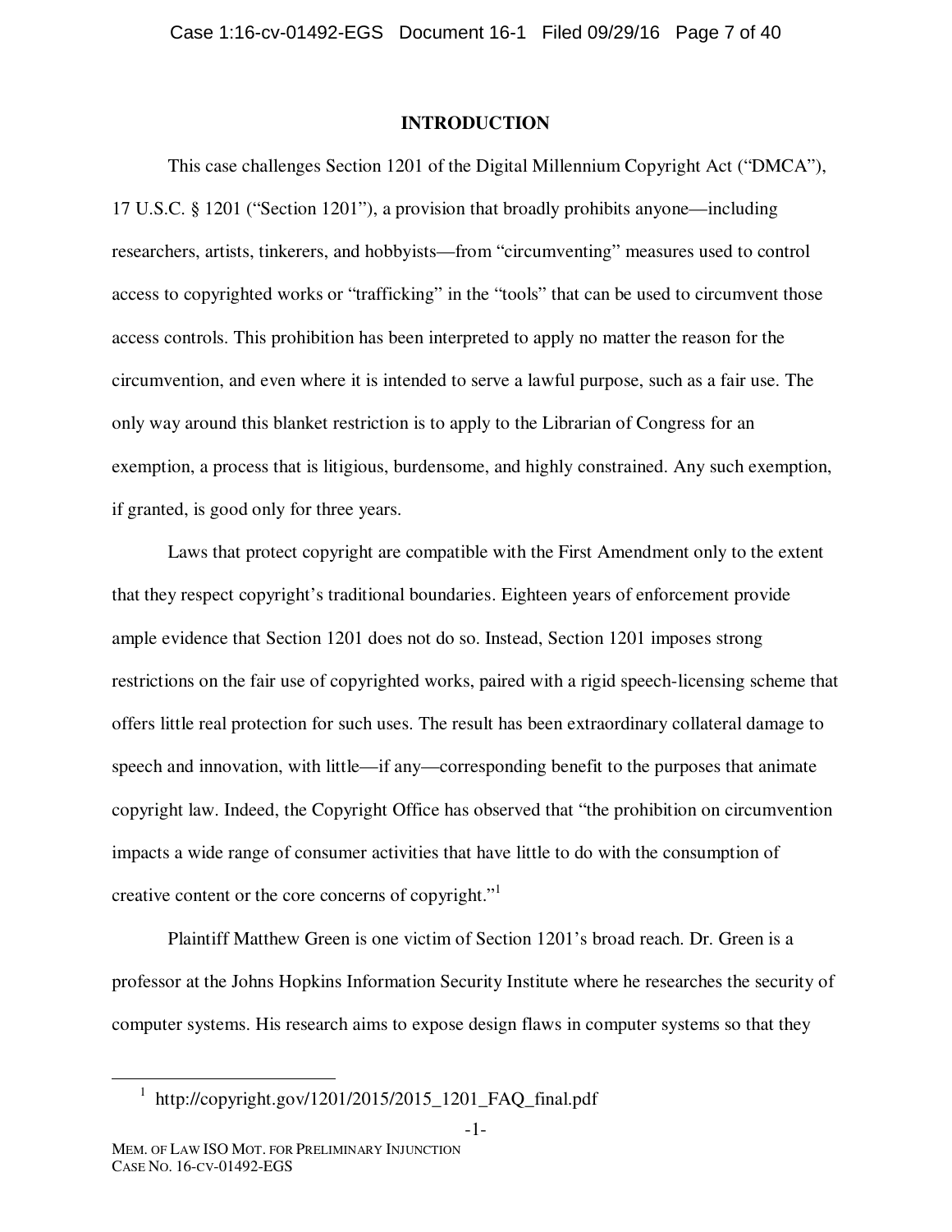## INTRODUCTION

This case challenges Section 1201 of the Digital Millennium Copyright Act ("DMCA"), 17 U.S.C. § 1201 ("Section 1201"), a provision that broadly prohibits anyone—including researchers, artists, tinkerers, and hobbyists—from "circumventing" measures used to control access to copyrighted works or "trafficking" in the "tools" that can be used to circumvent those access controls. This prohibition has been interpreted to apply no matter the reason for the circumvention, and even where it is intended to serve a lawful purpose, such as a fair use. The only way around this blanket restriction is to apply to the Librarian of Congress for an exemption, a process that is litigious, burdensome, and highly constrained. Any such exemption, if granted, is good only for three years.

Laws that protect copyright are compatible with the First Amendment only to the extent that they respect copyright's traditional boundaries. Eighteen years of enforcement provide ample evidence that Section 1201 does not do so. Instead, Section 1201 imposes strong restrictions on the fair use of copyrighted works, paired with a rigid speech-licensing scheme that offers little real protection for such uses. The result has been extraordinary collateral damage to speech and innovation, with little—if any—corresponding benefit to the purposes that animate copyright law. Indeed, the Copyright Office has observed that "the prohibition on circumvention impacts a wide range of consumer activities that have little to do with the consumption of creative content or the core concerns of copyright."[1]

Plaintiff Matthew Green is one victim of Section 1201's broad reach. Dr. Green is a professor at the Johns Hopkins Information Security Institute where he researches the security of computer systems. His research aims to expose design flaws in computer systems so that they

---

[1] http://copyright.gov/1201/2015/2015_1201_FAQ_final.pdf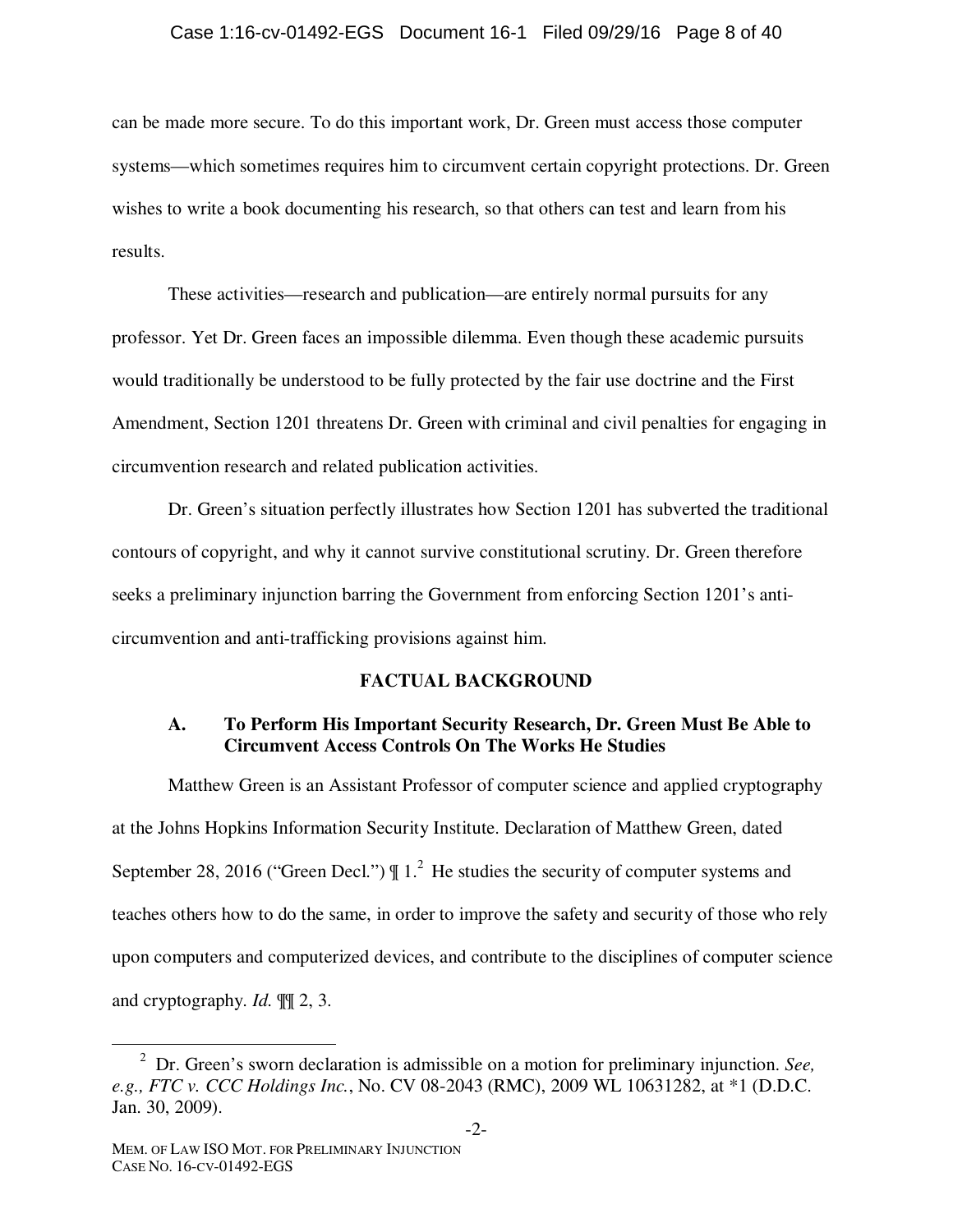can be made more secure. To do this important work, Dr. Green must access those computer systems—which sometimes requires him to circumvent certain copyright protections. Dr. Green wishes to write a book documenting his research, so that others can test and learn from his results.

These activities—research and publication—are entirely normal pursuits for any professor. Yet Dr. Green faces an impossible dilemma. Even though these academic pursuits would traditionally be understood to be fully protected by the fair use doctrine and the First Amendment, Section 1201 threatens Dr. Green with criminal and civil penalties for engaging in circumvention research and related publication activities.

Dr. Green's situation perfectly illustrates how Section 1201 has subverted the traditional contours of copyright, and why it cannot survive constitutional scrutiny. Dr. Green therefore seeks a preliminary injunction barring the Government from enforcing Section 1201's anti-circumvention and anti-trafficking provisions against him.

## FACTUAL BACKGROUND

### A. To Perform His Important Security Research, Dr. Green Must Be Able to Circumvent Access Controls On The Works He Studies

Matthew Green is an Assistant Professor of computer science and applied cryptography at the Johns Hopkins Information Security Institute. Declaration of Matthew Green, dated September 28, 2016 ("Green Decl.") ¶ 1.[2] He studies the security of computer systems and teaches others how to do the same, in order to improve the safety and security of those who rely upon computers and computerized devices, and contribute to the disciplines of computer science and cryptography. *Id.* ¶¶ 2, 3.

---

[2] Dr. Green's sworn declaration is admissible on a motion for preliminary injunction. *See, e.g., FTC v. CCC Holdings Inc.*, No. CV 08-2043 (RMC), 2009 WL 10631282, at *1 (D.D.C. Jan. 30, 2009).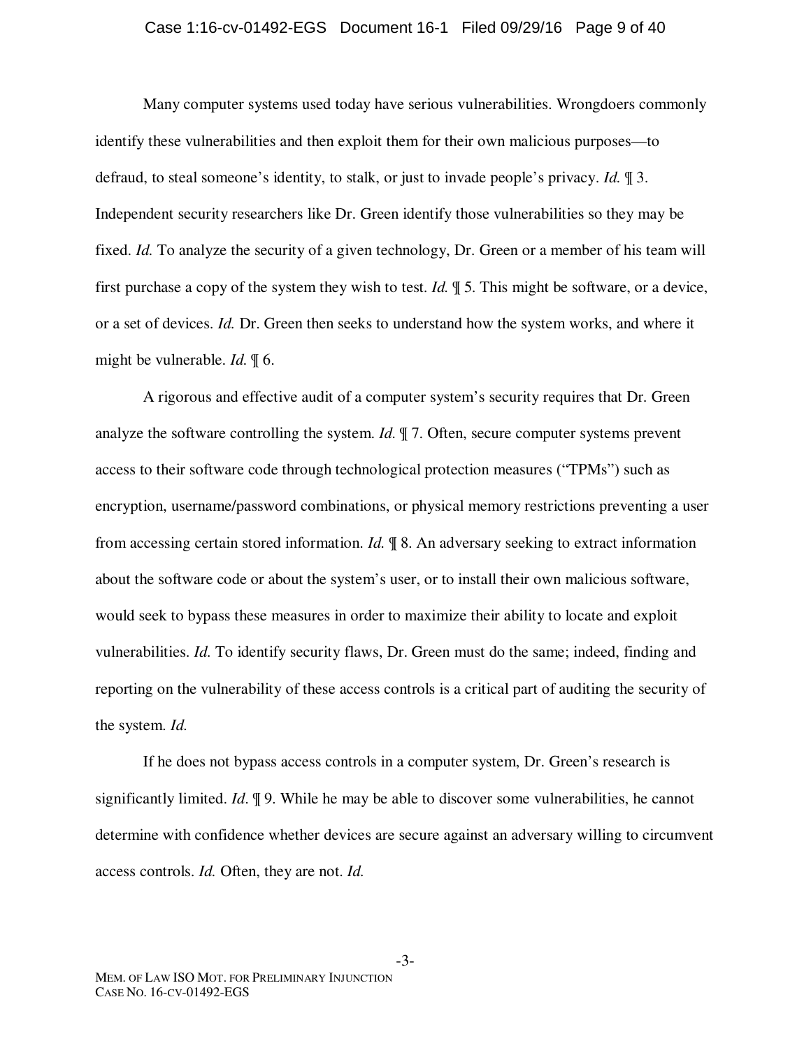Many computer systems used today have serious vulnerabilities. Wrongdoers commonly identify these vulnerabilities and then exploit them for their own malicious purposes—to defraud, to steal someone's identity, to stalk, or just to invade people's privacy. *Id.* ¶ 3. Independent security researchers like Dr. Green identify those vulnerabilities so they may be fixed. *Id.* To analyze the security of a given technology, Dr. Green or a member of his team will first purchase a copy of the system they wish to test. *Id.* ¶ 5. This might be software, or a device, or a set of devices. *Id.* Dr. Green then seeks to understand how the system works, and where it might be vulnerable. *Id.* ¶ 6.

A rigorous and effective audit of a computer system's security requires that Dr. Green analyze the software controlling the system. *Id.* ¶ 7. Often, secure computer systems prevent access to their software code through technological protection measures ("TPMs") such as encryption, username/password combinations, or physical memory restrictions preventing a user from accessing certain stored information. *Id.* ¶ 8. An adversary seeking to extract information about the software code or about the system's user, or to install their own malicious software, would seek to bypass these measures in order to maximize their ability to locate and exploit vulnerabilities. *Id.* To identify security flaws, Dr. Green must do the same; indeed, finding and reporting on the vulnerability of these access controls is a critical part of auditing the security of the system. *Id.*

If he does not bypass access controls in a computer system, Dr. Green's research is significantly limited. *Id*. ¶ 9. While he may be able to discover some vulnerabilities, he cannot determine with confidence whether devices are secure against an adversary willing to circumvent access controls. *Id.* Often, they are not. *Id.*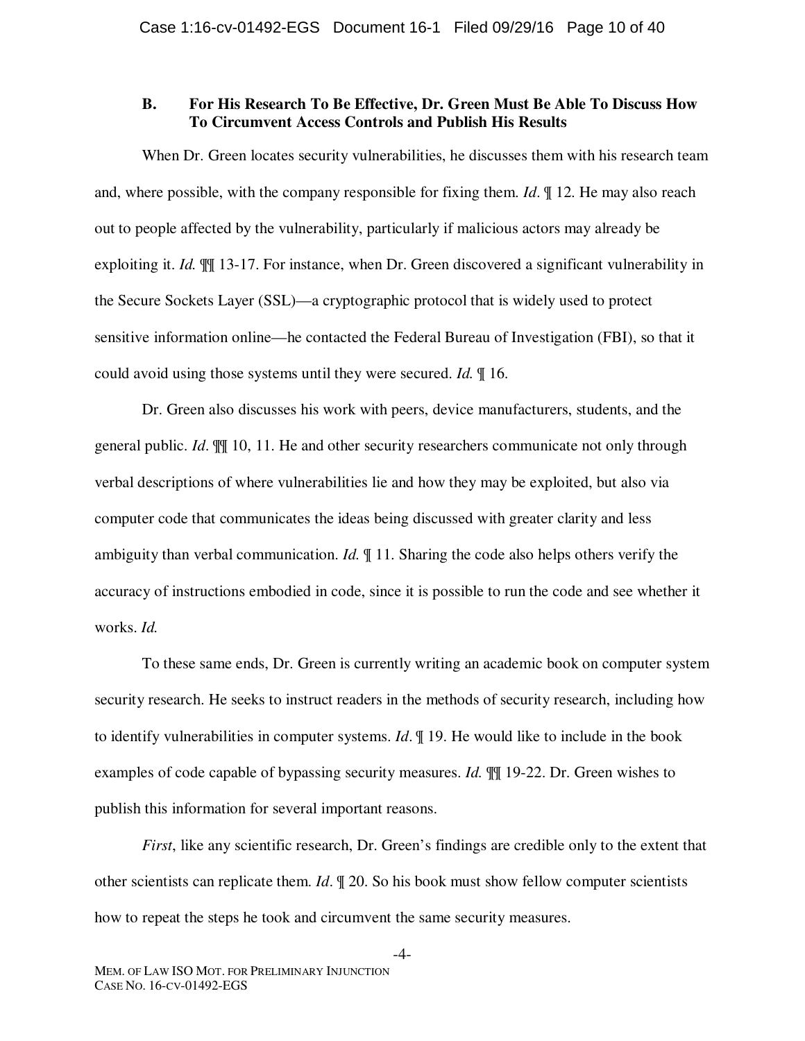### B. For His Research To Be Effective, Dr. Green Must Be Able To Discuss How To Circumvent Access Controls and Publish His Results

When Dr. Green locates security vulnerabilities, he discusses them with his research team and, where possible, with the company responsible for fixing them. *Id*. ¶ 12. He may also reach out to people affected by the vulnerability, particularly if malicious actors may already be exploiting it. *Id.* ¶¶ 13-17. For instance, when Dr. Green discovered a significant vulnerability in the Secure Sockets Layer (SSL)—a cryptographic protocol that is widely used to protect sensitive information online—he contacted the Federal Bureau of Investigation (FBI), so that it could avoid using those systems until they were secured. *Id.* ¶ 16.

Dr. Green also discusses his work with peers, device manufacturers, students, and the general public. *Id*. ¶¶ 10, 11. He and other security researchers communicate not only through verbal descriptions of where vulnerabilities lie and how they may be exploited, but also via computer code that communicates the ideas being discussed with greater clarity and less ambiguity than verbal communication. *Id.* ¶ 11. Sharing the code also helps others verify the accuracy of instructions embodied in code, since it is possible to run the code and see whether it works. *Id.*

To these same ends, Dr. Green is currently writing an academic book on computer system security research. He seeks to instruct readers in the methods of security research, including how to identify vulnerabilities in computer systems. *Id*. ¶ 19. He would like to include in the book examples of code capable of bypassing security measures. *Id.* ¶¶ 19-22. Dr. Green wishes to publish this information for several important reasons.

*First*, like any scientific research, Dr. Green's findings are credible only to the extent that other scientists can replicate them. *Id*. ¶ 20. So his book must show fellow computer scientists how to repeat the steps he took and circumvent the same security measures.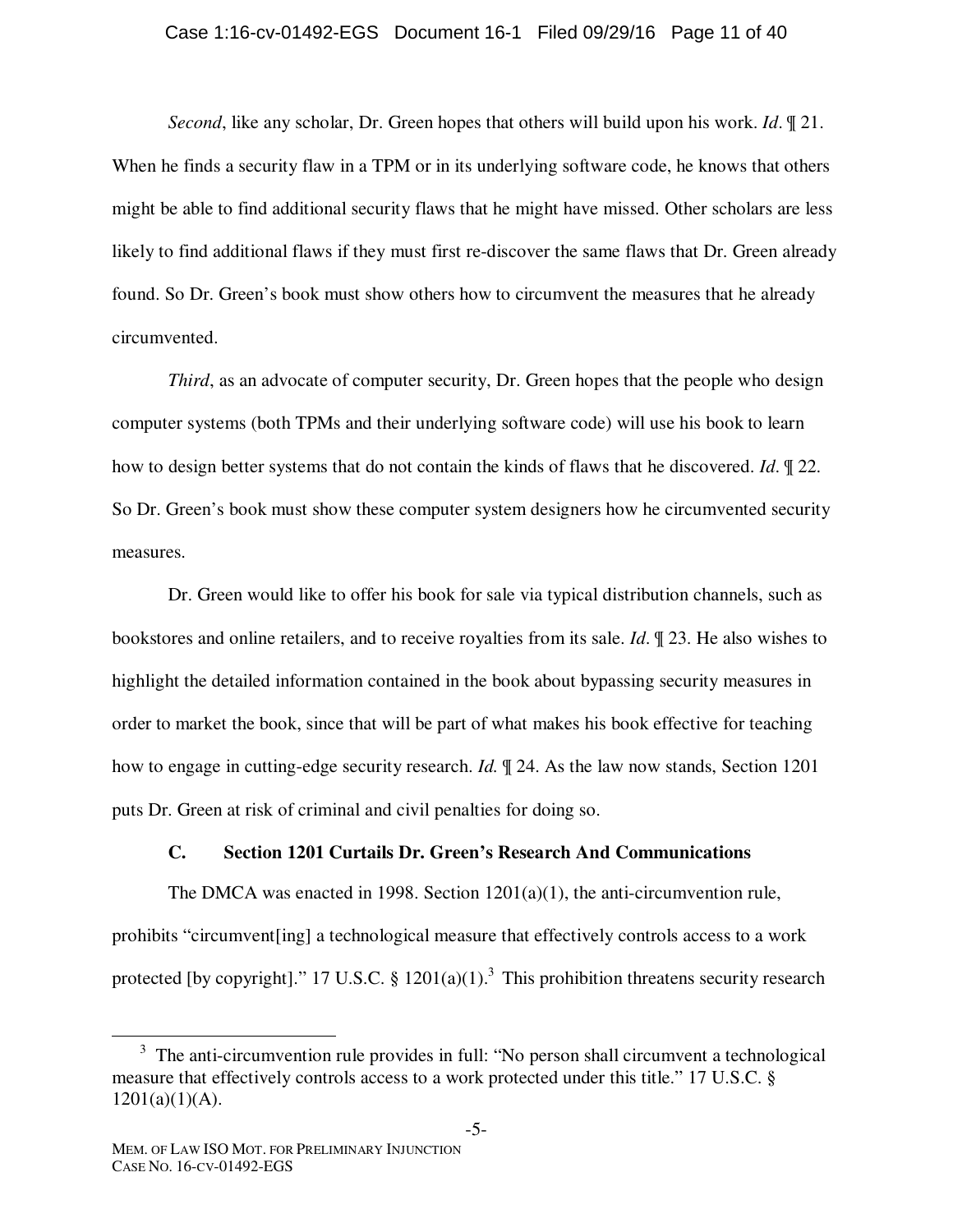*Second*, like any scholar, Dr. Green hopes that others will build upon his work. *Id*. ¶ 21. When he finds a security flaw in a TPM or in its underlying software code, he knows that others might be able to find additional security flaws that he might have missed. Other scholars are less likely to find additional flaws if they must first re-discover the same flaws that Dr. Green already found. So Dr. Green's book must show others how to circumvent the measures that he already circumvented.

*Third*, as an advocate of computer security, Dr. Green hopes that the people who design computer systems (both TPMs and their underlying software code) will use his book to learn how to design better systems that do not contain the kinds of flaws that he discovered. *Id*. ¶ 22. So Dr. Green's book must show these computer system designers how he circumvented security measures.

Dr. Green would like to offer his book for sale via typical distribution channels, such as bookstores and online retailers, and to receive royalties from its sale. *Id*. ¶ 23. He also wishes to highlight the detailed information contained in the book about bypassing security measures in order to market the book, since that will be part of what makes his book effective for teaching how to engage in cutting-edge security research. *Id.* ¶ 24. As the law now stands, Section 1201 puts Dr. Green at risk of criminal and civil penalties for doing so.

### C. Section 1201 Curtails Dr. Green's Research And Communications

The DMCA was enacted in 1998. Section 1201(a)(1), the anti-circumvention rule, prohibits "circumvent[ing] a technological measure that effectively controls access to a work protected [by copyright]." 17 U.S.C. § 1201(a)(1).[3] This prohibition threatens security research

---

[3] The anti-circumvention rule provides in full: "No person shall circumvent a technological measure that effectively controls access to a work protected under this title." 17 U.S.C. § 1201(a)(1)(A).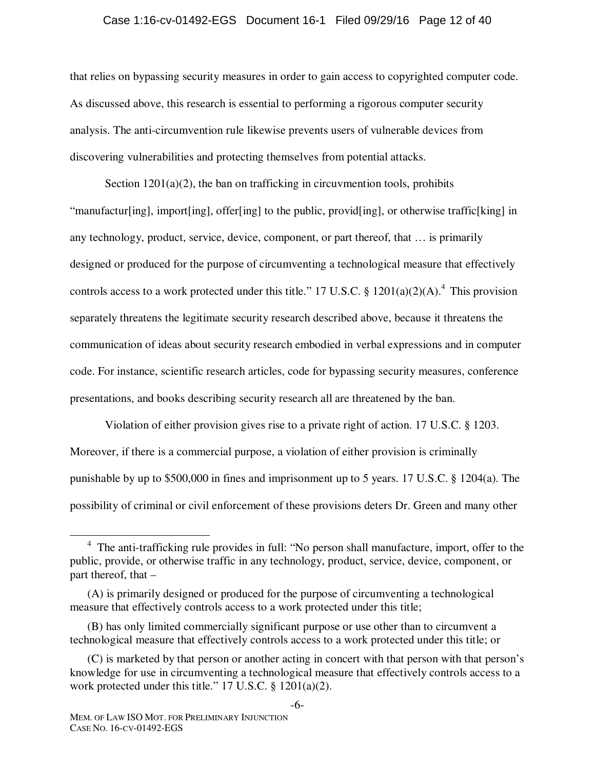that relies on bypassing security measures in order to gain access to copyrighted computer code. As discussed above, this research is essential to performing a rigorous computer security analysis. The anti-circumvention rule likewise prevents users of vulnerable devices from discovering vulnerabilities and protecting themselves from potential attacks.

Section 1201(a)(2), the ban on trafficking in circuvmention tools, prohibits "manufactur[ing], import[ing], offer[ing] to the public, provid[ing], or otherwise traffic[king] in any technology, product, service, device, component, or part thereof, that … is primarily designed or produced for the purpose of circumventing a technological measure that effectively controls access to a work protected under this title." 17 U.S.C. § 1201(a)(2)(A).[4] This provision separately threatens the legitimate security research described above, because it threatens the communication of ideas about security research embodied in verbal expressions and in computer code. For instance, scientific research articles, code for bypassing security measures, conference presentations, and books describing security research all are threatened by the ban.

Violation of either provision gives rise to a private right of action. 17 U.S.C. § 1203. Moreover, if there is a commercial purpose, a violation of either provision is criminally punishable by up to $500,000 in fines and imprisonment up to 5 years. 17 U.S.C. § 1204(a). The possibility of criminal or civil enforcement of these provisions deters Dr. Green and many other

---

[4] The anti-trafficking rule provides in full: "No person shall manufacture, import, offer to the public, provide, or otherwise traffic in any technology, product, service, device, component, or part thereof, that –

(A) is primarily designed or produced for the purpose of circumventing a technological measure that effectively controls access to a work protected under this title;

(B) has only limited commercially significant purpose or use other than to circumvent a technological measure that effectively controls access to a work protected under this title; or

(C) is marketed by that person or another acting in concert with that person with that person's knowledge for use in circumventing a technological measure that effectively controls access to a work protected under this title." 17 U.S.C. § 1201(a)(2).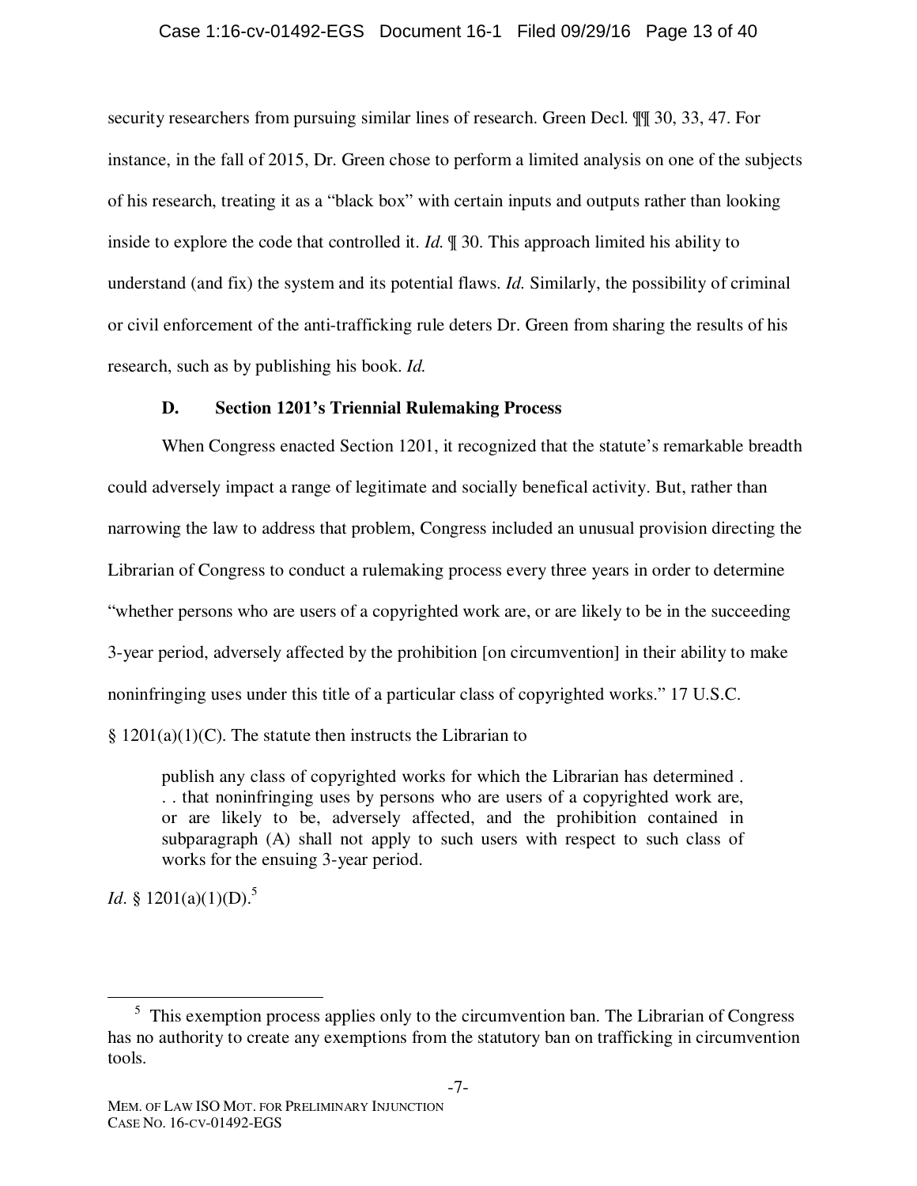security researchers from pursuing similar lines of research. Green Decl. ¶¶ 30, 33, 47. For instance, in the fall of 2015, Dr. Green chose to perform a limited analysis on one of the subjects of his research, treating it as a "black box" with certain inputs and outputs rather than looking inside to explore the code that controlled it. *Id.* ¶ 30. This approach limited his ability to understand (and fix) the system and its potential flaws. *Id.* Similarly, the possibility of criminal or civil enforcement of the anti-trafficking rule deters Dr. Green from sharing the results of his research, such as by publishing his book. *Id.*

### D. Section 1201's Triennial Rulemaking Process

When Congress enacted Section 1201, it recognized that the statute's remarkable breadth could adversely impact a range of legitimate and socially benefical activity. But, rather than narrowing the law to address that problem, Congress included an unusual provision directing the Librarian of Congress to conduct a rulemaking process every three years in order to determine "whether persons who are users of a copyrighted work are, or are likely to be in the succeeding 3-year period, adversely affected by the prohibition [on circumvention] in their ability to make noninfringing uses under this title of a particular class of copyrighted works." 17 U.S.C. § 1201(a)(1)(C). The statute then instructs the Librarian to

> publish any class of copyrighted works for which the Librarian has determined . . . that noninfringing uses by persons who are users of a copyrighted work are, or are likely to be, adversely affected, and the prohibition contained in subparagraph (A) shall not apply to such users with respect to such class of works for the ensuing 3-year period.

*Id.* § 1201(a)(1)(D).[5]

---

[5] This exemption process applies only to the circumvention ban. The Librarian of Congress has no authority to create any exemptions from the statutory ban on trafficking in circumvention tools.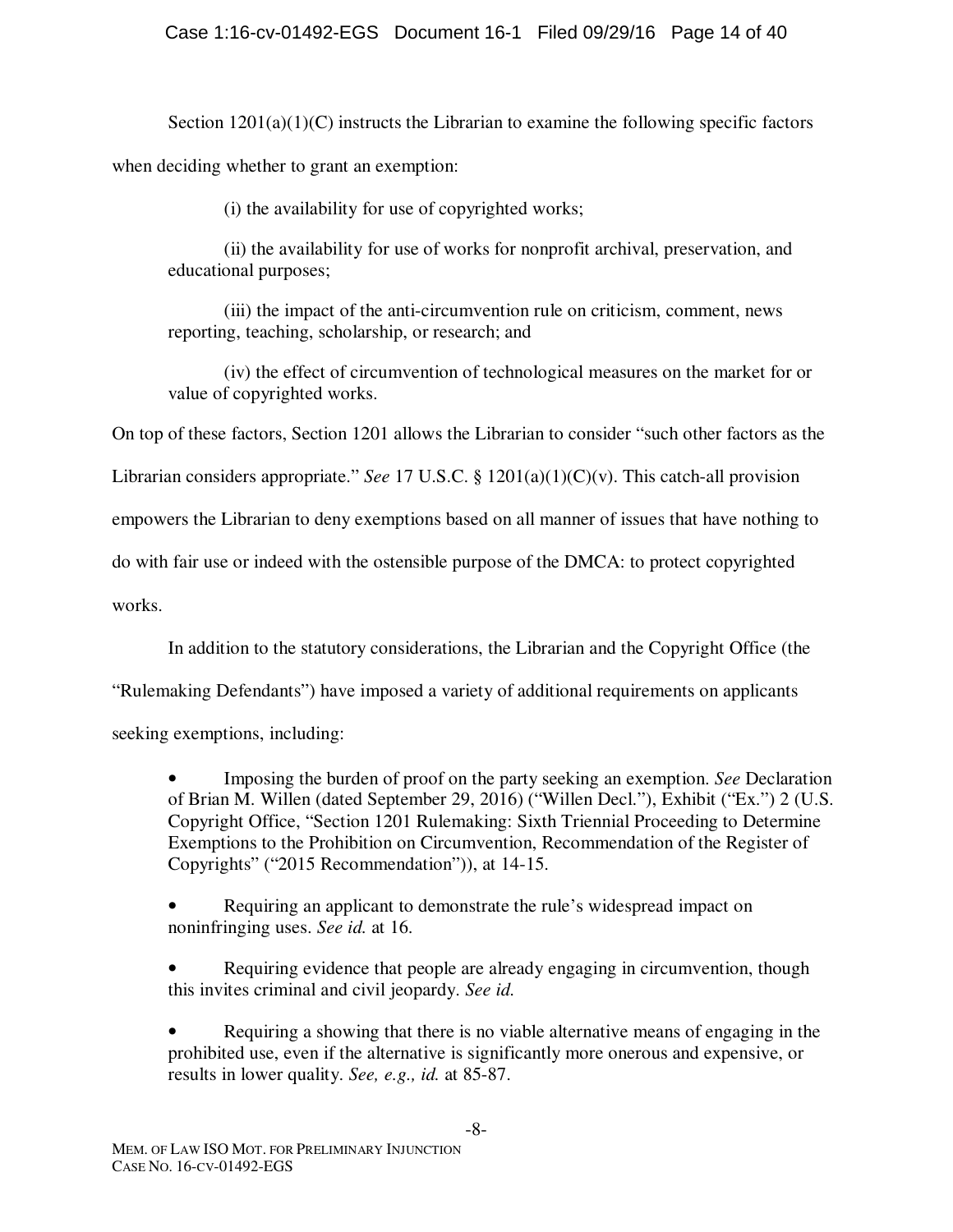Section 1201(a)(1)(C) instructs the Librarian to examine the following specific factors when deciding whether to grant an exemption:

> (i) the availability for use of copyrighted works;
>
> (ii) the availability for use of works for nonprofit archival, preservation, and educational purposes;
>
> (iii) the impact of the anti-circumvention rule on criticism, comment, news reporting, teaching, scholarship, or research; and
>
> (iv) the effect of circumvention of technological measures on the market for or value of copyrighted works.

On top of these factors, Section 1201 allows the Librarian to consider "such other factors as the Librarian considers appropriate." *See* 17 U.S.C. § 1201(a)(1)(C)(v). This catch-all provision empowers the Librarian to deny exemptions based on all manner of issues that have nothing to do with fair use or indeed with the ostensible purpose of the DMCA: to protect copyrighted works.

In addition to the statutory considerations, the Librarian and the Copyright Office (the "Rulemaking Defendants") have imposed a variety of additional requirements on applicants seeking exemptions, including:

- Imposing the burden of proof on the party seeking an exemption. *See* Declaration of Brian M. Willen (dated September 29, 2016) ("Willen Decl."), Exhibit ("Ex.") 2 (U.S. Copyright Office, "Section 1201 Rulemaking: Sixth Triennial Proceeding to Determine Exemptions to the Prohibition on Circumvention, Recommendation of the Register of Copyrights" ("2015 Recommendation")), at 14-15.
- Requiring an applicant to demonstrate the rule's widespread impact on noninfringing uses. *See id.* at 16.
- Requiring evidence that people are already engaging in circumvention, though this invites criminal and civil jeopardy. *See id.*
- Requiring a showing that there is no viable alternative means of engaging in the prohibited use, even if the alternative is significantly more onerous and expensive, or results in lower quality. *See, e.g., id.* at 85-87.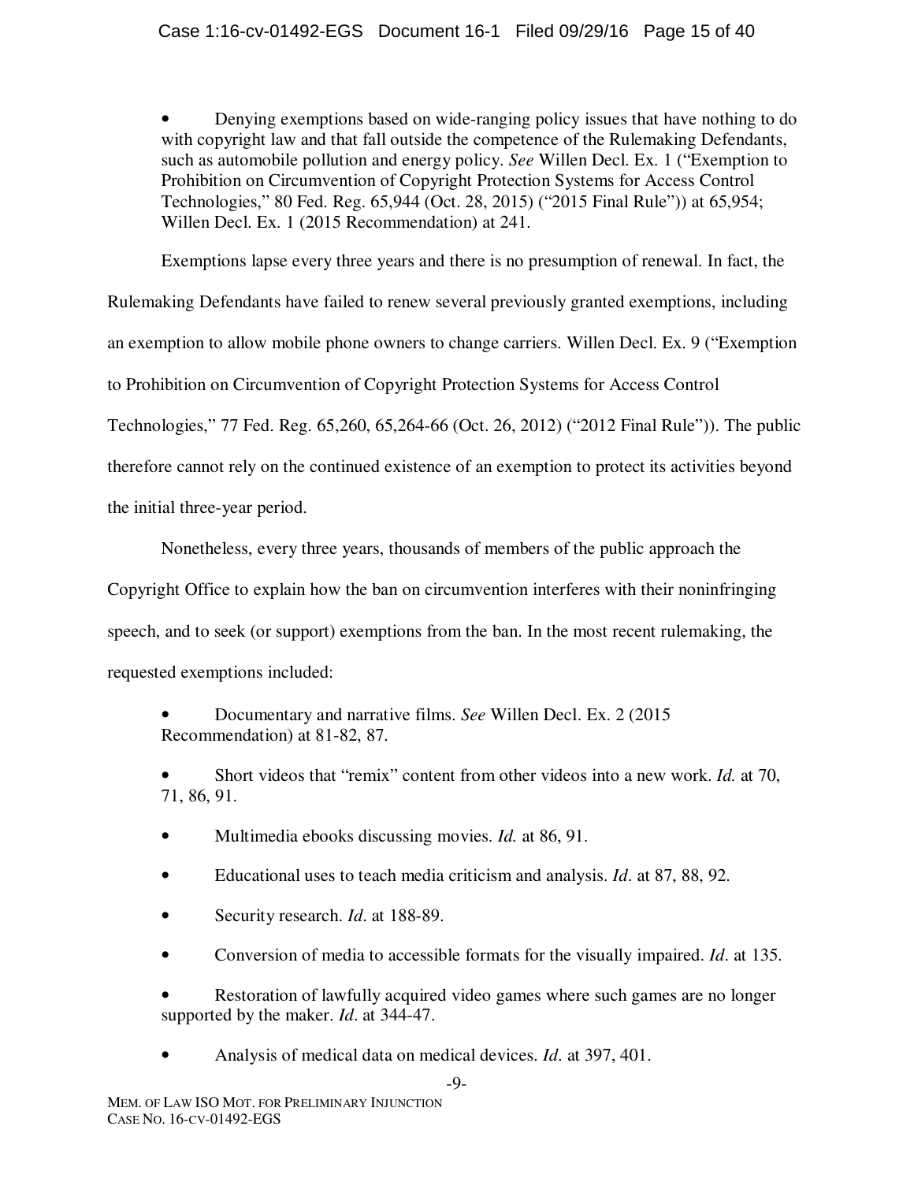- Denying exemptions based on wide-ranging policy issues that have nothing to do with copyright law and that fall outside the competence of the Rulemaking Defendants, such as automobile pollution and energy policy. *See* Willen Decl. Ex. 1 ("Exemption to Prohibition on Circumvention of Copyright Protection Systems for Access Control Technologies," 80 Fed. Reg. 65,944 (Oct. 28, 2015) ("2015 Final Rule")) at 65,954; Willen Decl. Ex. 1 (2015 Recommendation) at 241.

Exemptions lapse every three years and there is no presumption of renewal. In fact, the Rulemaking Defendants have failed to renew several previously granted exemptions, including an exemption to allow mobile phone owners to change carriers. Willen Decl. Ex. 9 ("Exemption to Prohibition on Circumvention of Copyright Protection Systems for Access Control Technologies," 77 Fed. Reg. 65,260, 65,264-66 (Oct. 26, 2012) ("2012 Final Rule")). The public therefore cannot rely on the continued existence of an exemption to protect its activities beyond the initial three-year period.

Nonetheless, every three years, thousands of members of the public approach the Copyright Office to explain how the ban on circumvention interferes with their noninfringing speech, and to seek (or support) exemptions from the ban. In the most recent rulemaking, the requested exemptions included:

- Documentary and narrative films. *See* Willen Decl. Ex. 2 (2015 Recommendation) at 81-82, 87.
- Short videos that "remix" content from other videos into a new work. *Id.* at 70, 71, 86, 91.
- Multimedia ebooks discussing movies. *Id.* at 86, 91.
- Educational uses to teach media criticism and analysis. *Id*. at 87, 88, 92.
- Security research. *Id*. at 188-89.
- Conversion of media to accessible formats for the visually impaired. *Id*. at 135.
- Restoration of lawfully acquired video games where such games are no longer supported by the maker. *Id*. at 344-47.
- Analysis of medical data on medical devices. *Id*. at 397, 401.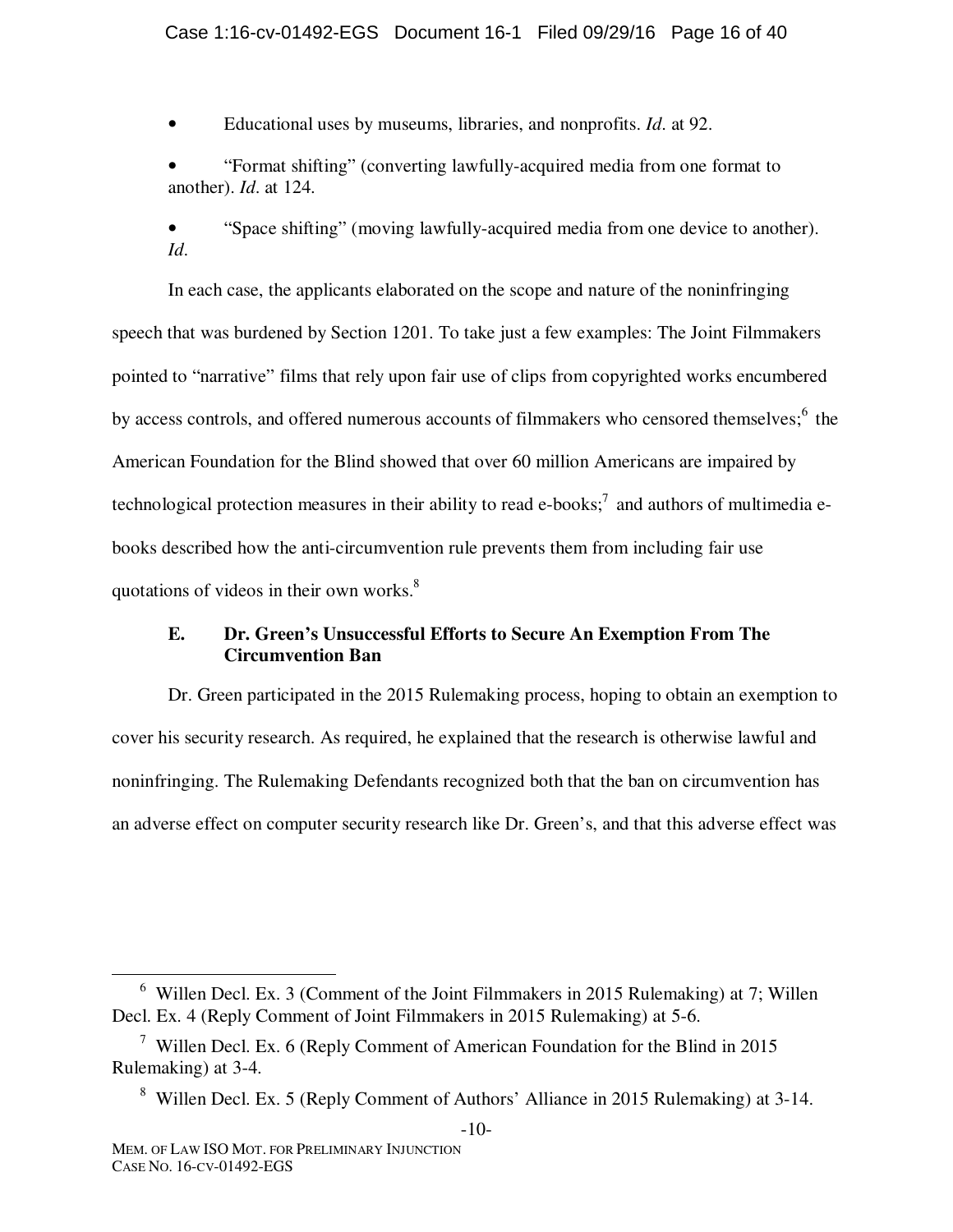- Educational uses by museums, libraries, and nonprofits. *Id*. at 92.
- "Format shifting" (converting lawfully-acquired media from one format to another). *Id*. at 124.
- "Space shifting" (moving lawfully-acquired media from one device to another). *Id*.

In each case, the applicants elaborated on the scope and nature of the noninfringing speech that was burdened by Section 1201. To take just a few examples: The Joint Filmmakers pointed to "narrative" films that rely upon fair use of clips from copyrighted works encumbered by access controls, and offered numerous accounts of filmmakers who censored themselves;[6] the American Foundation for the Blind showed that over 60 million Americans are impaired by technological protection measures in their ability to read e-books;[7] and authors of multimedia e-books described how the anti-circumvention rule prevents them from including fair use quotations of videos in their own works.[8]

### E. Dr. Green's Unsuccessful Efforts to Secure An Exemption From The Circumvention Ban

Dr. Green participated in the 2015 Rulemaking process, hoping to obtain an exemption to cover his security research. As required, he explained that the research is otherwise lawful and noninfringing. The Rulemaking Defendants recognized both that the ban on circumvention has an adverse effect on computer security research like Dr. Green's, and that this adverse effect was

---

[6] Willen Decl. Ex. 3 (Comment of the Joint Filmmakers in 2015 Rulemaking) at 7; Willen Decl. Ex. 4 (Reply Comment of Joint Filmmakers in 2015 Rulemaking) at 5-6.

[7] Willen Decl. Ex. 6 (Reply Comment of American Foundation for the Blind in 2015 Rulemaking) at 3-4.

[8] Willen Decl. Ex. 5 (Reply Comment of Authors' Alliance in 2015 Rulemaking) at 3-14.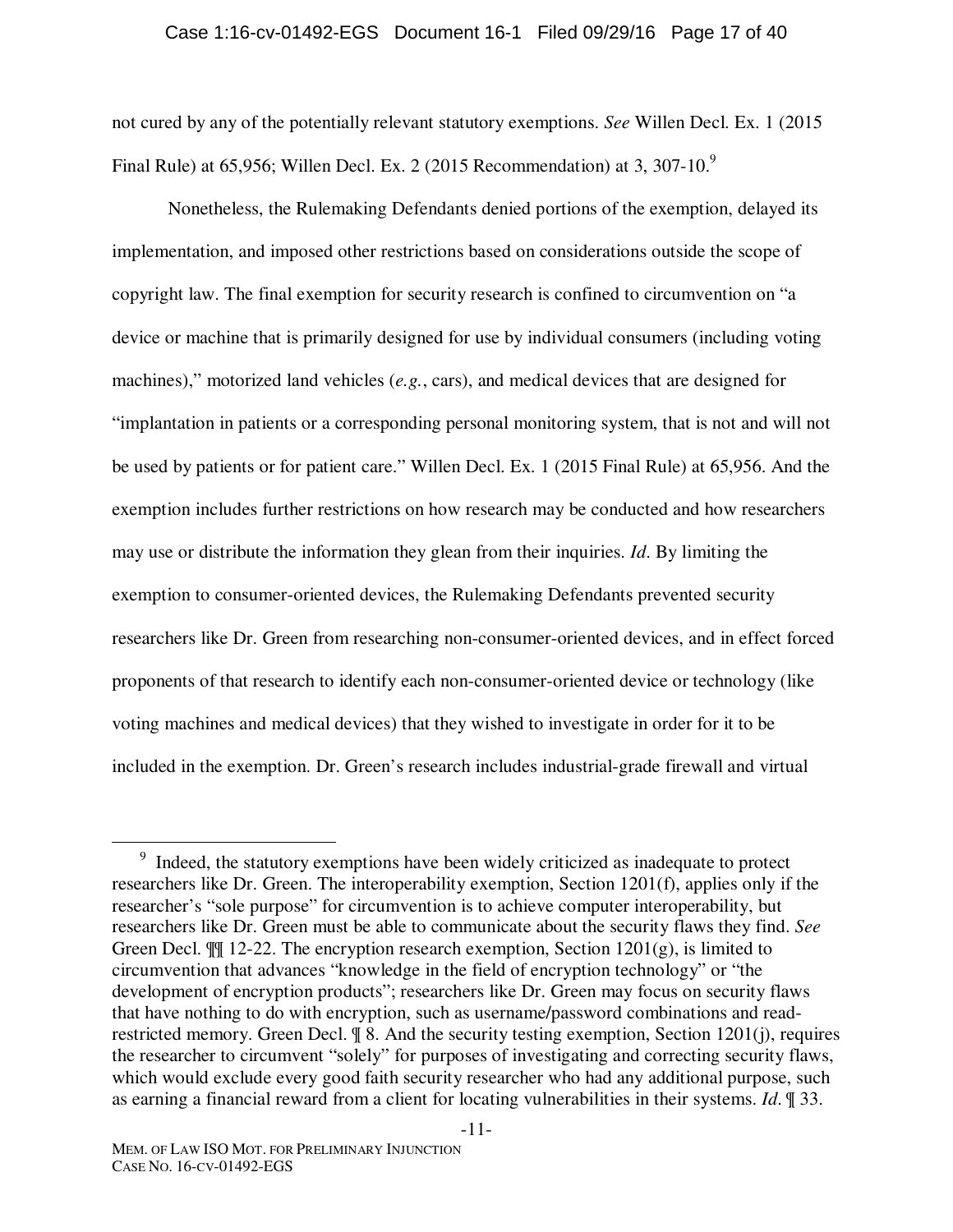not cured by any of the potentially relevant statutory exemptions. *See* Willen Decl. Ex. 1 (2015 Final Rule) at 65,956; Willen Decl. Ex. 2 (2015 Recommendation) at 3, 307-10.[9]

Nonetheless, the Rulemaking Defendants denied portions of the exemption, delayed its implementation, and imposed other restrictions based on considerations outside the scope of copyright law. The final exemption for security research is confined to circumvention on "a device or machine that is primarily designed for use by individual consumers (including voting machines)," motorized land vehicles (*e.g.*, cars), and medical devices that are designed for "implantation in patients or a corresponding personal monitoring system, that is not and will not be used by patients or for patient care." Willen Decl. Ex. 1 (2015 Final Rule) at 65,956. And the exemption includes further restrictions on how research may be conducted and how researchers may use or distribute the information they glean from their inquiries. *Id*. By limiting the exemption to consumer-oriented devices, the Rulemaking Defendants prevented security researchers like Dr. Green from researching non-consumer-oriented devices, and in effect forced proponents of that research to identify each non-consumer-oriented device or technology (like voting machines and medical devices) that they wished to investigate in order for it to be included in the exemption. Dr. Green's research includes industrial-grade firewall and virtual

---

[9] Indeed, the statutory exemptions have been widely criticized as inadequate to protect researchers like Dr. Green. The interoperability exemption, Section 1201(f), applies only if the researcher's "sole purpose" for circumvention is to achieve computer interoperability, but researchers like Dr. Green must be able to communicate about the security flaws they find. *See* Green Decl. ¶¶ 12-22. The encryption research exemption, Section 1201(g), is limited to circumvention that advances "knowledge in the field of encryption technology" or "the development of encryption products"; researchers like Dr. Green may focus on security flaws that have nothing to do with encryption, such as username/password combinations and read-restricted memory. Green Decl. ¶ 8. And the security testing exemption, Section 1201(j), requires the researcher to circumvent "solely" for purposes of investigating and correcting security flaws, which would exclude every good faith security researcher who had any additional purpose, such as earning a financial reward from a client for locating vulnerabilities in their systems. *Id*. ¶ 33.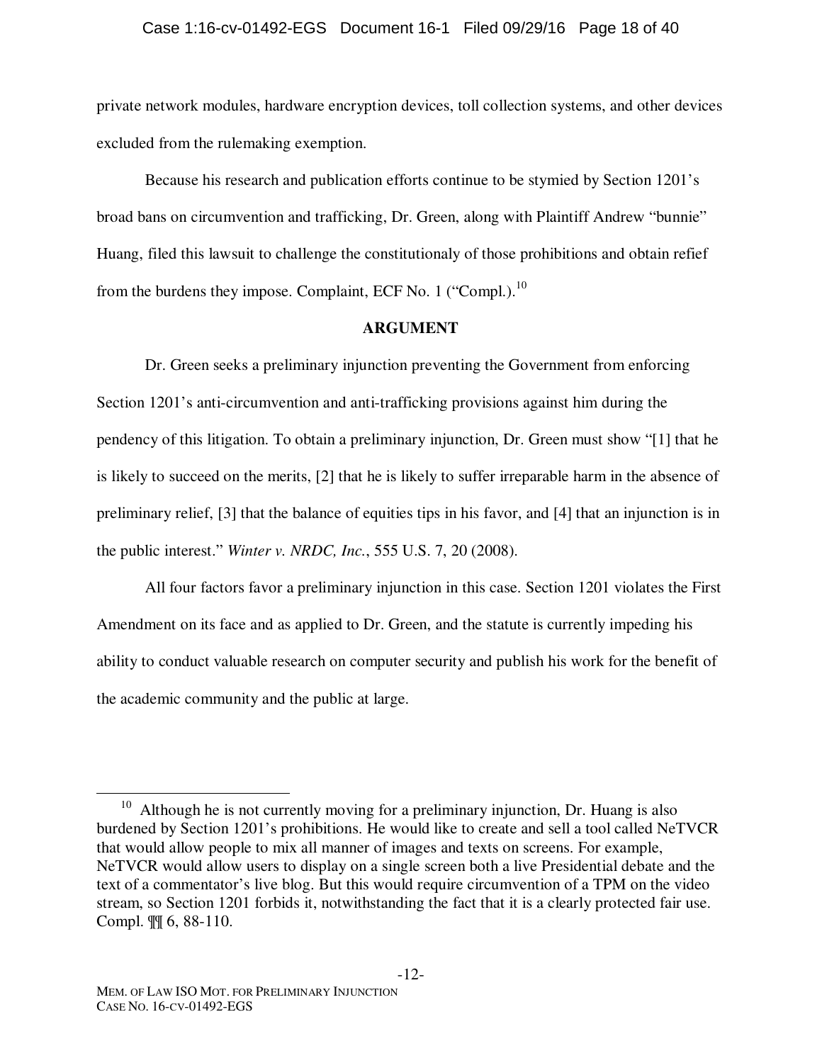private network modules, hardware encryption devices, toll collection systems, and other devices excluded from the rulemaking exemption.

Because his research and publication efforts continue to be stymied by Section 1201's broad bans on circumvention and trafficking, Dr. Green, along with Plaintiff Andrew "bunnie" Huang, filed this lawsuit to challenge the constitutionaly of those prohibitions and obtain refief from the burdens they impose. Complaint, ECF No. 1 ("Compl.).[10]

## ARGUMENT

Dr. Green seeks a preliminary injunction preventing the Government from enforcing Section 1201's anti-circumvention and anti-trafficking provisions against him during the pendency of this litigation. To obtain a preliminary injunction, Dr. Green must show "[1] that he is likely to succeed on the merits, [2] that he is likely to suffer irreparable harm in the absence of preliminary relief, [3] that the balance of equities tips in his favor, and [4] that an injunction is in the public interest." *Winter v. NRDC, Inc.*, 555 U.S. 7, 20 (2008).

All four factors favor a preliminary injunction in this case. Section 1201 violates the First Amendment on its face and as applied to Dr. Green, and the statute is currently impeding his ability to conduct valuable research on computer security and publish his work for the benefit of the academic community and the public at large.

---

[10] Although he is not currently moving for a preliminary injunction, Dr. Huang is also burdened by Section 1201's prohibitions. He would like to create and sell a tool called NeTVCR that would allow people to mix all manner of images and texts on screens. For example, NeTVCR would allow users to display on a single screen both a live Presidential debate and the text of a commentator's live blog. But this would require circumvention of a TPM on the video stream, so Section 1201 forbids it, notwithstanding the fact that it is a clearly protected fair use. Compl. ¶¶ 6, 88-110.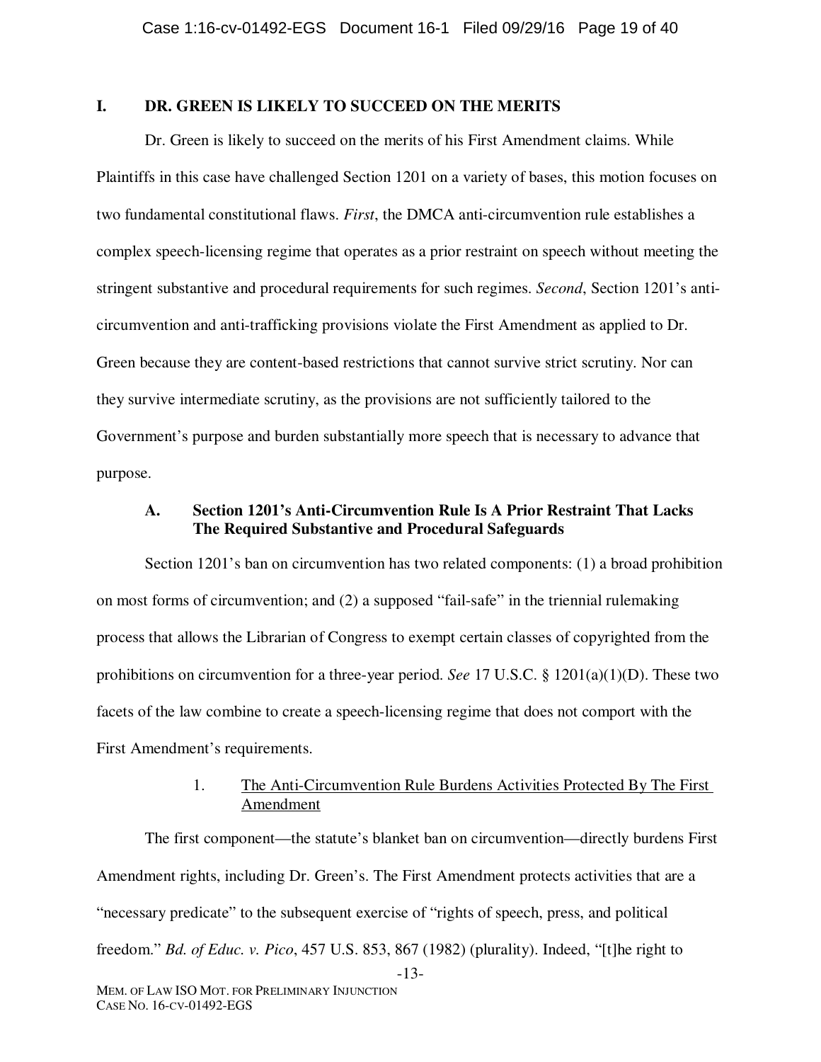## I. DR. GREEN IS LIKELY TO SUCCEED ON THE MERITS

Dr. Green is likely to succeed on the merits of his First Amendment claims. While Plaintiffs in this case have challenged Section 1201 on a variety of bases, this motion focuses on two fundamental constitutional flaws. *First*, the DMCA anti-circumvention rule establishes a complex speech-licensing regime that operates as a prior restraint on speech without meeting the stringent substantive and procedural requirements for such regimes. *Second*, Section 1201's anti-circumvention and anti-trafficking provisions violate the First Amendment as applied to Dr. Green because they are content-based restrictions that cannot survive strict scrutiny. Nor can they survive intermediate scrutiny, as the provisions are not sufficiently tailored to the Government's purpose and burden substantially more speech that is necessary to advance that purpose.

### A. Section 1201's Anti-Circumvention Rule Is A Prior Restraint That Lacks The Required Substantive and Procedural Safeguards

Section 1201's ban on circumvention has two related components: (1) a broad prohibition on most forms of circumvention; and (2) a supposed "fail-safe" in the triennial rulemaking process that allows the Librarian of Congress to exempt certain classes of copyrighted from the prohibitions on circumvention for a three-year period. *See* 17 U.S.C. § 1201(a)(1)(D). These two facets of the law combine to create a speech-licensing regime that does not comport with the First Amendment's requirements.

#### 1. The Anti-Circumvention Rule Burdens Activities Protected By The First Amendment

The first component—the statute's blanket ban on circumvention—directly burdens First Amendment rights, including Dr. Green's. The First Amendment protects activities that are a "necessary predicate" to the subsequent exercise of "rights of speech, press, and political freedom." *Bd. of Educ. v. Pico*, 457 U.S. 853, 867 (1982) (plurality). Indeed, "[t]he right to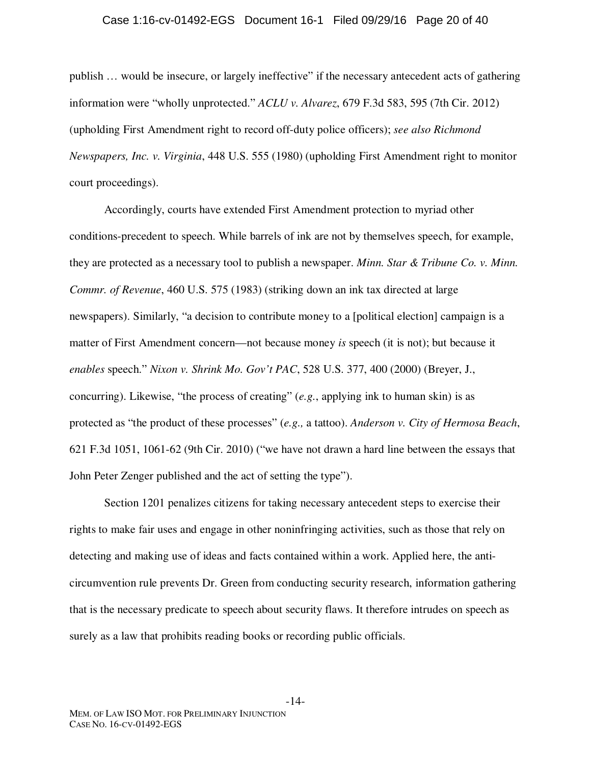publish … would be insecure, or largely ineffective" if the necessary antecedent acts of gathering information were "wholly unprotected." *ACLU v. Alvarez*, 679 F.3d 583, 595 (7th Cir. 2012) (upholding First Amendment right to record off-duty police officers); *see also Richmond Newspapers, Inc. v. Virginia*, 448 U.S. 555 (1980) (upholding First Amendment right to monitor court proceedings).

Accordingly, courts have extended First Amendment protection to myriad other conditions-precedent to speech. While barrels of ink are not by themselves speech, for example, they are protected as a necessary tool to publish a newspaper. *Minn. Star & Tribune Co. v. Minn. Commr. of Revenue*, 460 U.S. 575 (1983) (striking down an ink tax directed at large newspapers). Similarly, "a decision to contribute money to a [political election] campaign is a matter of First Amendment concern—not because money *is* speech (it is not); but because it *enables* speech." *Nixon v. Shrink Mo. Gov't PAC*, 528 U.S. 377, 400 (2000) (Breyer, J., concurring). Likewise, "the process of creating" (*e.g.*, applying ink to human skin) is as protected as "the product of these processes" (*e.g.,* a tattoo). *Anderson v. City of Hermosa Beach*, 621 F.3d 1051, 1061-62 (9th Cir. 2010) ("we have not drawn a hard line between the essays that John Peter Zenger published and the act of setting the type").

Section 1201 penalizes citizens for taking necessary antecedent steps to exercise their rights to make fair uses and engage in other noninfringing activities, such as those that rely on detecting and making use of ideas and facts contained within a work. Applied here, the anti-circumvention rule prevents Dr. Green from conducting security research, information gathering that is the necessary predicate to speech about security flaws. It therefore intrudes on speech as surely as a law that prohibits reading books or recording public officials.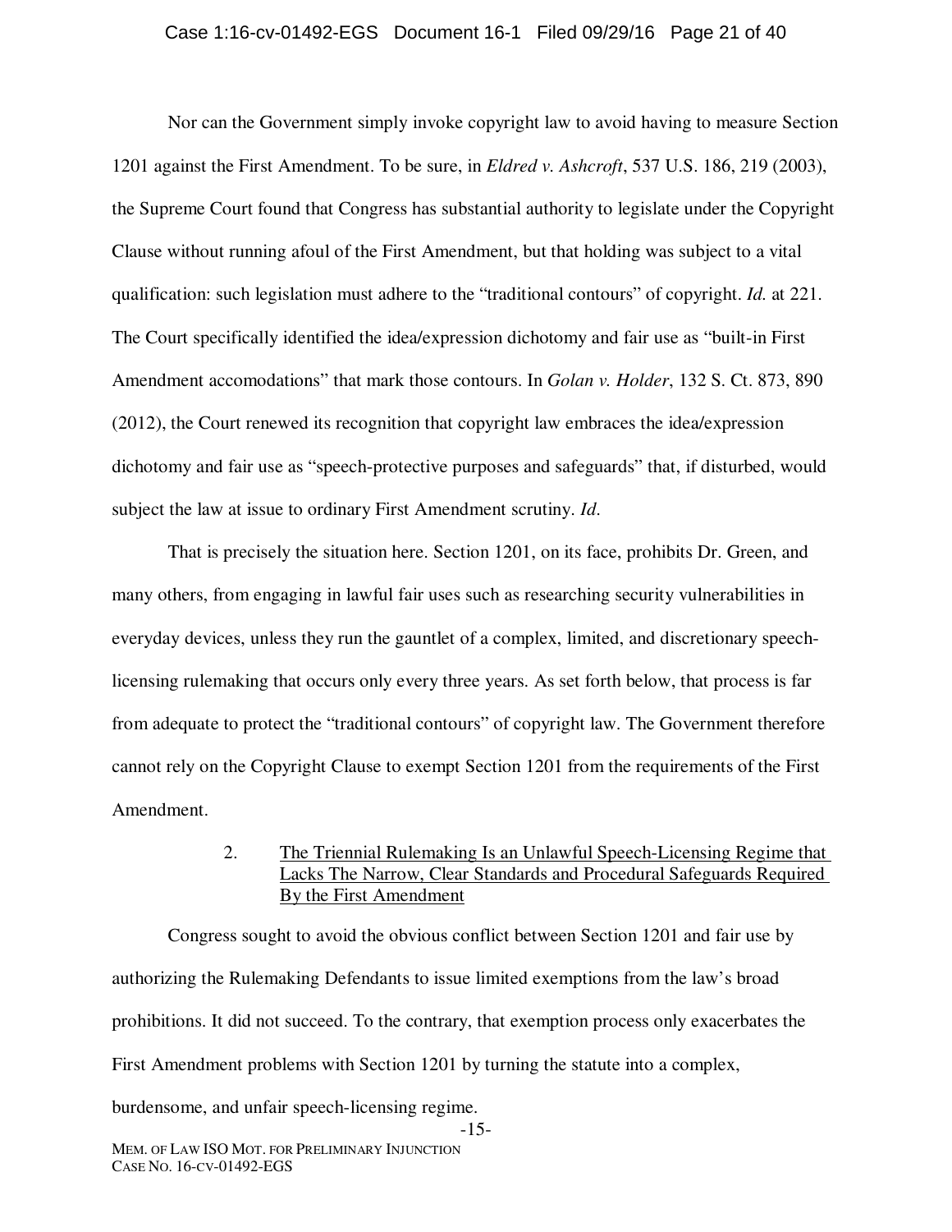Nor can the Government simply invoke copyright law to avoid having to measure Section 1201 against the First Amendment. To be sure, in *Eldred v. Ashcroft*, 537 U.S. 186, 219 (2003), the Supreme Court found that Congress has substantial authority to legislate under the Copyright Clause without running afoul of the First Amendment, but that holding was subject to a vital qualification: such legislation must adhere to the "traditional contours" of copyright. *Id.* at 221. The Court specifically identified the idea/expression dichotomy and fair use as "built-in First Amendment accomodations" that mark those contours. In *Golan v. Holder*, 132 S. Ct. 873, 890 (2012), the Court renewed its recognition that copyright law embraces the idea/expression dichotomy and fair use as "speech-protective purposes and safeguards" that, if disturbed, would subject the law at issue to ordinary First Amendment scrutiny. *Id.*

That is precisely the situation here. Section 1201, on its face, prohibits Dr. Green, and many others, from engaging in lawful fair uses such as researching security vulnerabilities in everyday devices, unless they run the gauntlet of a complex, limited, and discretionary speech-licensing rulemaking that occurs only every three years. As set forth below, that process is far from adequate to protect the "traditional contours" of copyright law. The Government therefore cannot rely on the Copyright Clause to exempt Section 1201 from the requirements of the First Amendment.

2. <u>The Triennial Rulemaking Is an Unlawful Speech-Licensing Regime that Lacks The Narrow, Clear Standards and Procedural Safeguards Required By the First Amendment</u>

Congress sought to avoid the obvious conflict between Section 1201 and fair use by authorizing the Rulemaking Defendants to issue limited exemptions from the law's broad prohibitions. It did not succeed. To the contrary, that exemption process only exacerbates the First Amendment problems with Section 1201 by turning the statute into a complex, burdensome, and unfair speech-licensing regime.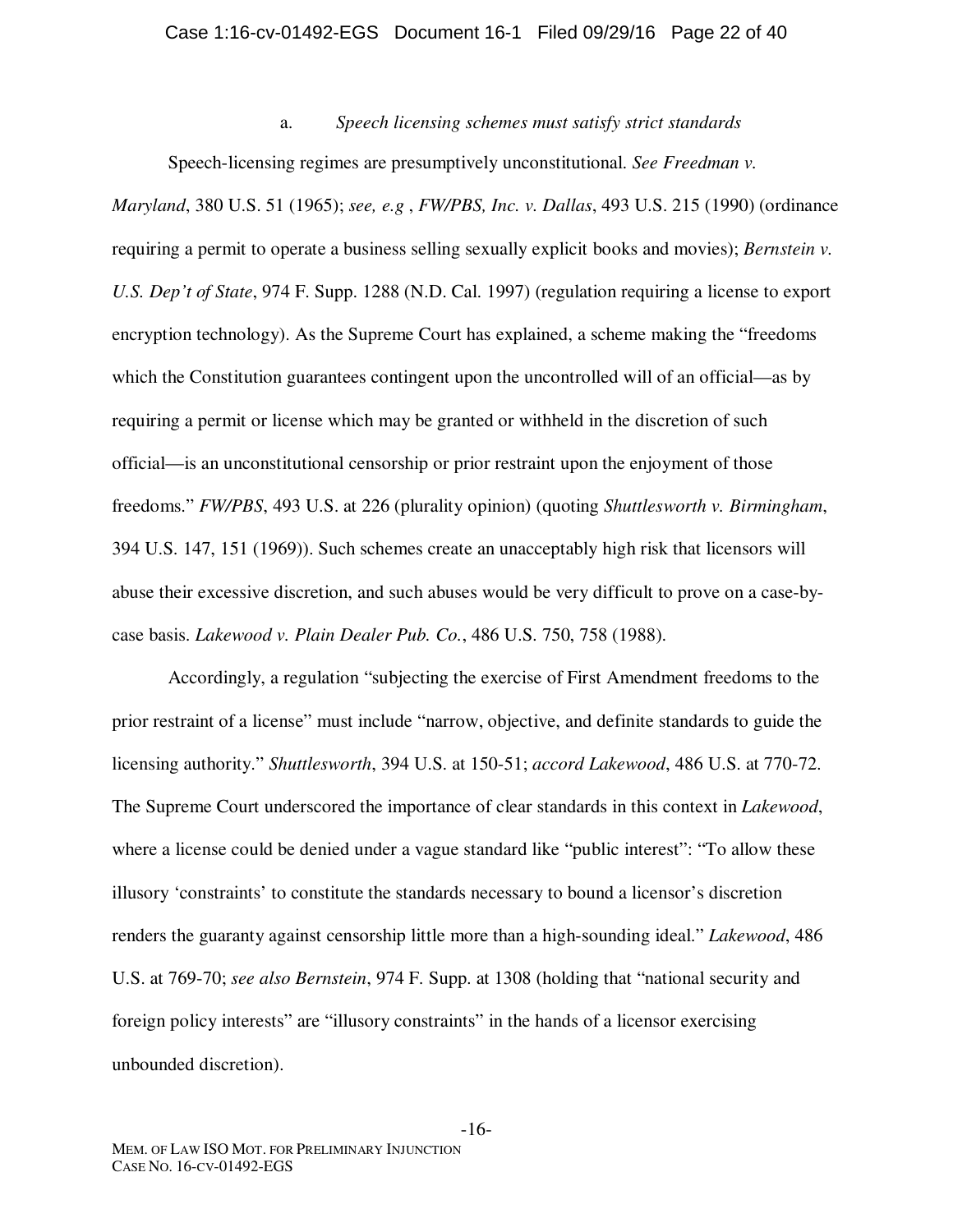a. *Speech licensing schemes must satisfy strict standards*

Speech-licensing regimes are presumptively unconstitutional. *See Freedman v. Maryland*, 380 U.S. 51 (1965); *see, e.g* , *FW/PBS, Inc. v. Dallas*, 493 U.S. 215 (1990) (ordinance requiring a permit to operate a business selling sexually explicit books and movies); *Bernstein v. U.S. Dep't of State*, 974 F. Supp. 1288 (N.D. Cal. 1997) (regulation requiring a license to export encryption technology). As the Supreme Court has explained, a scheme making the "freedoms which the Constitution guarantees contingent upon the uncontrolled will of an official—as by requiring a permit or license which may be granted or withheld in the discretion of such official—is an unconstitutional censorship or prior restraint upon the enjoyment of those freedoms." *FW/PBS*, 493 U.S. at 226 (plurality opinion) (quoting *Shuttlesworth v. Birmingham*, 394 U.S. 147, 151 (1969)). Such schemes create an unacceptably high risk that licensors will abuse their excessive discretion, and such abuses would be very difficult to prove on a case-by-case basis. *Lakewood v. Plain Dealer Pub. Co.*, 486 U.S. 750, 758 (1988).

Accordingly, a regulation "subjecting the exercise of First Amendment freedoms to the prior restraint of a license" must include "narrow, objective, and definite standards to guide the licensing authority." *Shuttlesworth*, 394 U.S. at 150-51; *accord Lakewood*, 486 U.S. at 770-72. The Supreme Court underscored the importance of clear standards in this context in *Lakewood*, where a license could be denied under a vague standard like "public interest": "To allow these illusory 'constraints' to constitute the standards necessary to bound a licensor's discretion renders the guaranty against censorship little more than a high-sounding ideal." *Lakewood*, 486 U.S. at 769-70; *see also Bernstein*, 974 F. Supp. at 1308 (holding that "national security and foreign policy interests" are "illusory constraints" in the hands of a licensor exercising unbounded discretion).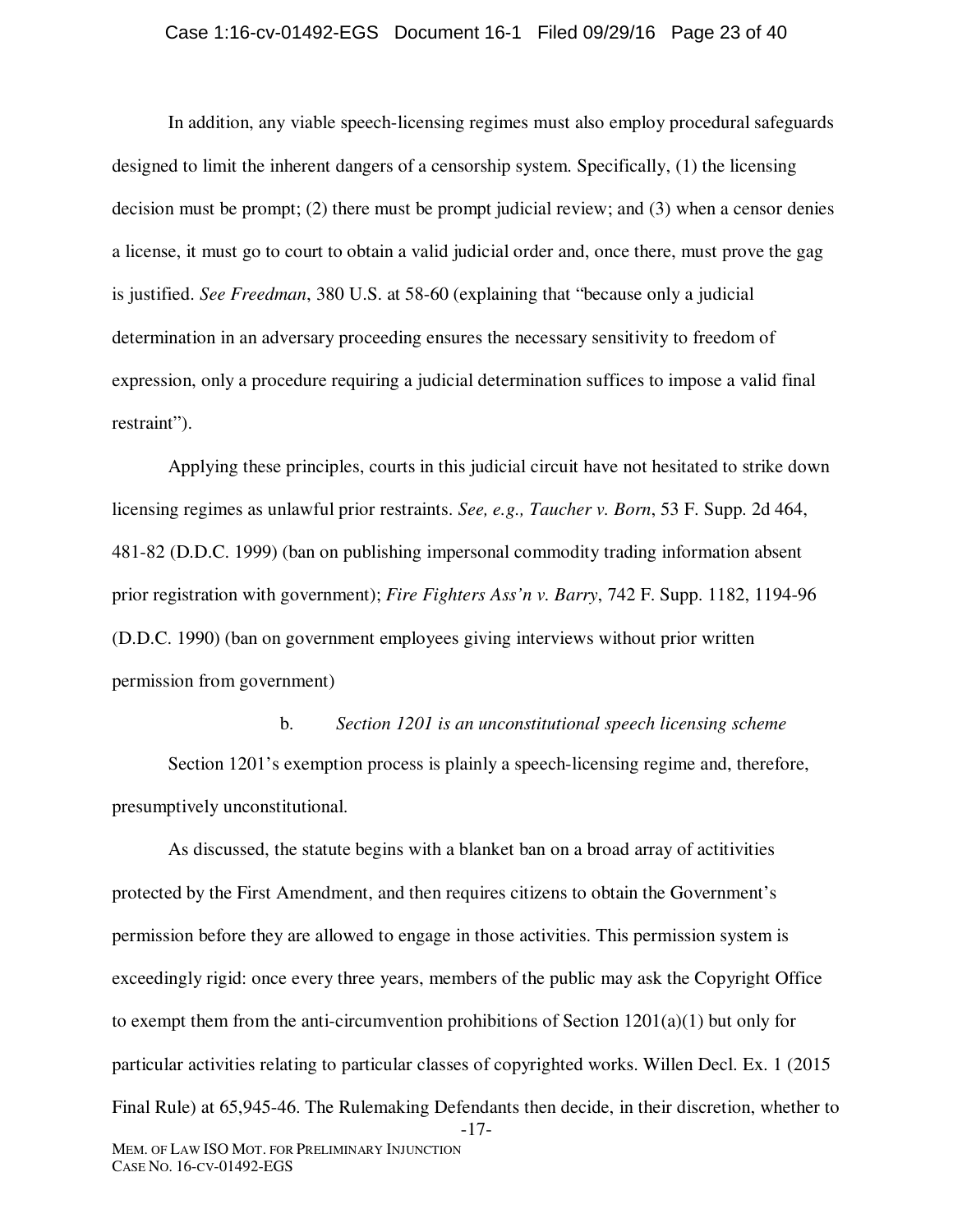In addition, any viable speech-licensing regimes must also employ procedural safeguards designed to limit the inherent dangers of a censorship system. Specifically, (1) the licensing decision must be prompt; (2) there must be prompt judicial review; and (3) when a censor denies a license, it must go to court to obtain a valid judicial order and, once there, must prove the gag is justified. *See Freedman*, 380 U.S. at 58-60 (explaining that "because only a judicial determination in an adversary proceeding ensures the necessary sensitivity to freedom of expression, only a procedure requiring a judicial determination suffices to impose a valid final restraint").

Applying these principles, courts in this judicial circuit have not hesitated to strike down licensing regimes as unlawful prior restraints. *See, e.g., Taucher v. Born*, 53 F. Supp. 2d 464, 481-82 (D.D.C. 1999) (ban on publishing impersonal commodity trading information absent prior registration with government); *Fire Fighters Ass'n v. Barry*, 742 F. Supp. 1182, 1194-96 (D.D.C. 1990) (ban on government employees giving interviews without prior written permission from government)

b. *Section 1201 is an unconstitutional speech licensing scheme*

Section 1201's exemption process is plainly a speech-licensing regime and, therefore, presumptively unconstitutional.

As discussed, the statute begins with a blanket ban on a broad array of actitivities protected by the First Amendment, and then requires citizens to obtain the Government's permission before they are allowed to engage in those activities. This permission system is exceedingly rigid: once every three years, members of the public may ask the Copyright Office to exempt them from the anti-circumvention prohibitions of Section 1201(a)(1) but only for particular activities relating to particular classes of copyrighted works. Willen Decl. Ex. 1 (2015 Final Rule) at 65,945-46. The Rulemaking Defendants then decide, in their discretion, whether to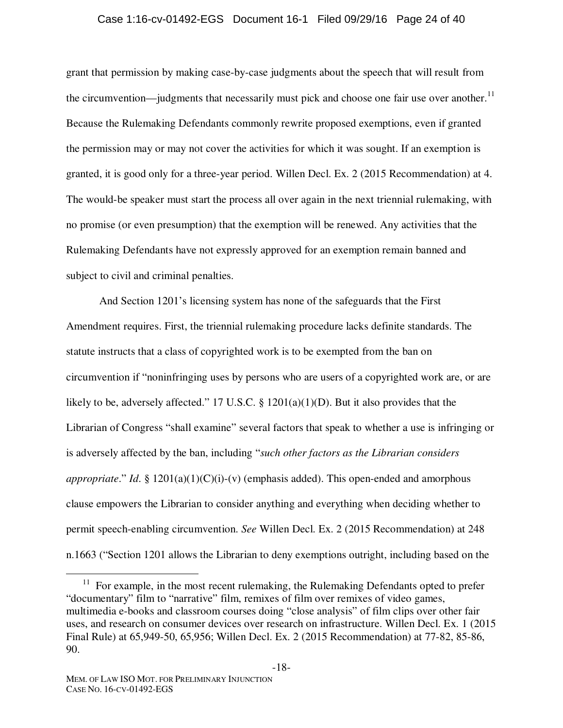grant that permission by making case-by-case judgments about the speech that will result from the circumvention—judgments that necessarily must pick and choose one fair use over another.[11] Because the Rulemaking Defendants commonly rewrite proposed exemptions, even if granted the permission may or may not cover the activities for which it was sought. If an exemption is granted, it is good only for a three-year period. Willen Decl. Ex. 2 (2015 Recommendation) at 4. The would-be speaker must start the process all over again in the next triennial rulemaking, with no promise (or even presumption) that the exemption will be renewed. Any activities that the Rulemaking Defendants have not expressly approved for an exemption remain banned and subject to civil and criminal penalties.

And Section 1201's licensing system has none of the safeguards that the First Amendment requires. First, the triennial rulemaking procedure lacks definite standards. The statute instructs that a class of copyrighted work is to be exempted from the ban on circumvention if "noninfringing uses by persons who are users of a copyrighted work are, or are likely to be, adversely affected." 17 U.S.C. § 1201(a)(1)(D). But it also provides that the Librarian of Congress "shall examine" several factors that speak to whether a use is infringing or is adversely affected by the ban, including "*such other factors as the Librarian considers appropriate*." *Id*. § 1201(a)(1)(C)(i)-(v) (emphasis added). This open-ended and amorphous clause empowers the Librarian to consider anything and everything when deciding whether to permit speech-enabling circumvention. *See* Willen Decl. Ex. 2 (2015 Recommendation) at 248 n.1663 ("Section 1201 allows the Librarian to deny exemptions outright, including based on the

---

[11] For example, in the most recent rulemaking, the Rulemaking Defendants opted to prefer "documentary" film to "narrative" film, remixes of film over remixes of video games, multimedia e-books and classroom courses doing "close analysis" of film clips over other fair uses, and research on consumer devices over research on infrastructure. Willen Decl. Ex. 1 (2015 Final Rule) at 65,949-50, 65,956; Willen Decl. Ex. 2 (2015 Recommendation) at 77-82, 85-86, 90.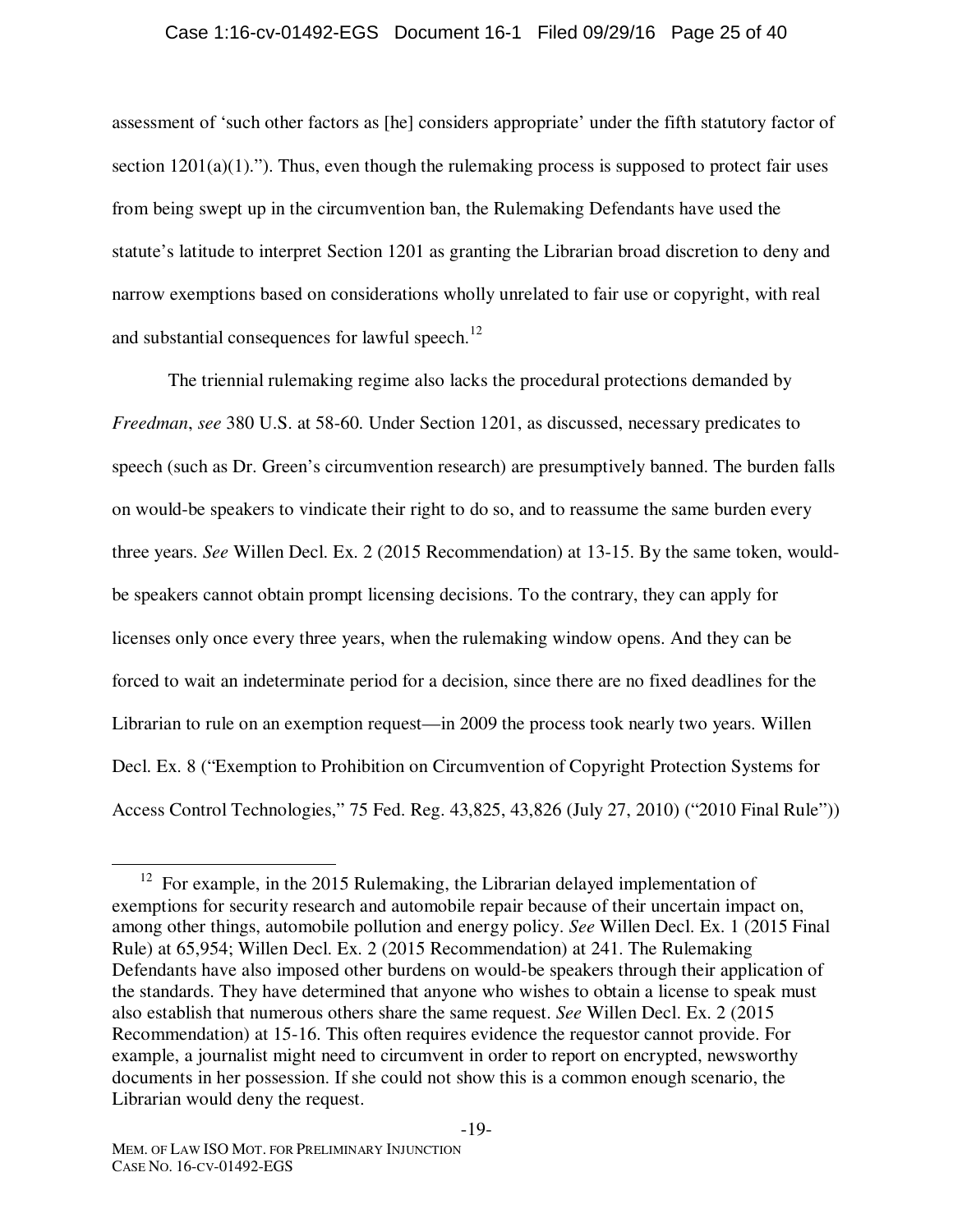assessment of 'such other factors as [he] considers appropriate' under the fifth statutory factor of section 1201(a)(1)."). Thus, even though the rulemaking process is supposed to protect fair uses from being swept up in the circumvention ban, the Rulemaking Defendants have used the statute's latitude to interpret Section 1201 as granting the Librarian broad discretion to deny and narrow exemptions based on considerations wholly unrelated to fair use or copyright, with real and substantial consequences for lawful speech.[12]

The triennial rulemaking regime also lacks the procedural protections demanded by *Freedman*, *see* 380 U.S. at 58-60. Under Section 1201, as discussed, necessary predicates to speech (such as Dr. Green's circumvention research) are presumptively banned. The burden falls on would-be speakers to vindicate their right to do so, and to reassume the same burden every three years. *See* Willen Decl. Ex. 2 (2015 Recommendation) at 13-15. By the same token, would-be speakers cannot obtain prompt licensing decisions. To the contrary, they can apply for licenses only once every three years, when the rulemaking window opens. And they can be forced to wait an indeterminate period for a decision, since there are no fixed deadlines for the Librarian to rule on an exemption request—in 2009 the process took nearly two years. Willen Decl. Ex. 8 ("Exemption to Prohibition on Circumvention of Copyright Protection Systems for Access Control Technologies," 75 Fed. Reg. 43,825, 43,826 (July 27, 2010) ("2010 Final Rule"))

---

[12] For example, in the 2015 Rulemaking, the Librarian delayed implementation of exemptions for security research and automobile repair because of their uncertain impact on, among other things, automobile pollution and energy policy. *See* Willen Decl. Ex. 1 (2015 Final Rule) at 65,954; Willen Decl. Ex. 2 (2015 Recommendation) at 241. The Rulemaking Defendants have also imposed other burdens on would-be speakers through their application of the standards. They have determined that anyone who wishes to obtain a license to speak must also establish that numerous others share the same request. *See* Willen Decl. Ex. 2 (2015 Recommendation) at 15-16. This often requires evidence the requestor cannot provide. For example, a journalist might need to circumvent in order to report on encrypted, newsworthy documents in her possession. If she could not show this is a common enough scenario, the Librarian would deny the request.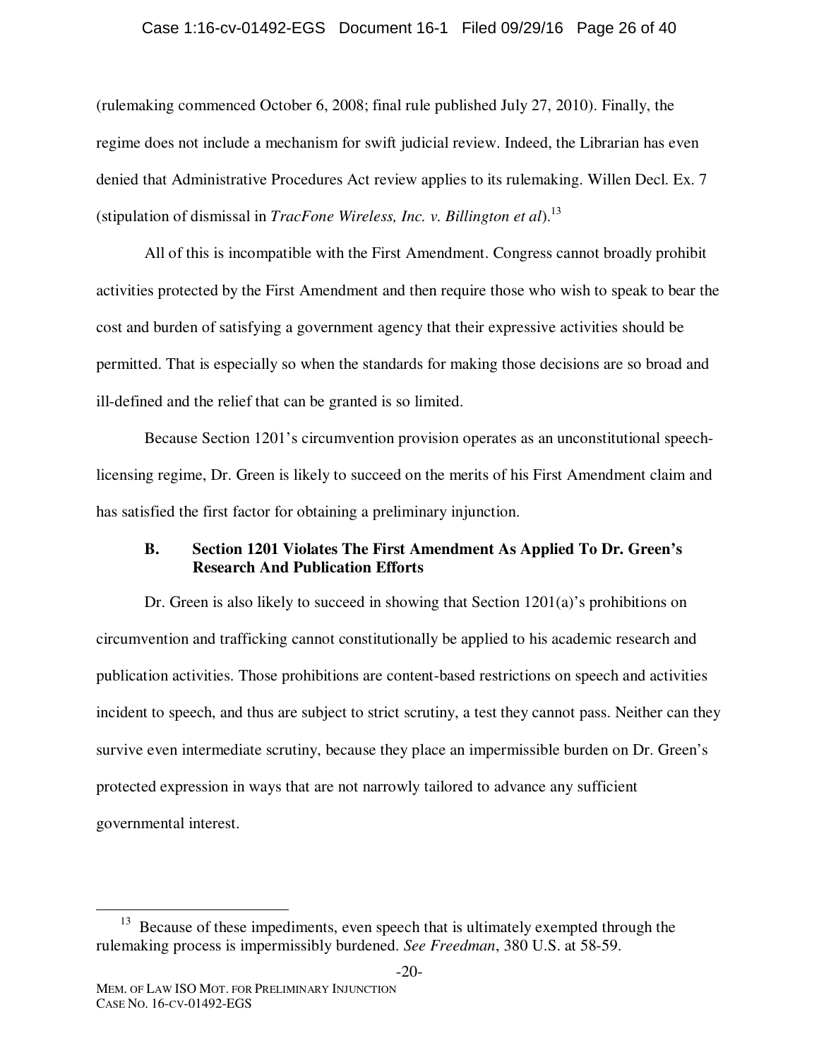(rulemaking commenced October 6, 2008; final rule published July 27, 2010). Finally, the regime does not include a mechanism for swift judicial review. Indeed, the Librarian has even denied that Administrative Procedures Act review applies to its rulemaking. Willen Decl. Ex. 7 (stipulation of dismissal in *TracFone Wireless, Inc. v. Billington et al*).[13]

All of this is incompatible with the First Amendment. Congress cannot broadly prohibit activities protected by the First Amendment and then require those who wish to speak to bear the cost and burden of satisfying a government agency that their expressive activities should be permitted. That is especially so when the standards for making those decisions are so broad and ill-defined and the relief that can be granted is so limited.

Because Section 1201's circumvention provision operates as an unconstitutional speech-licensing regime, Dr. Green is likely to succeed on the merits of his First Amendment claim and has satisfied the first factor for obtaining a preliminary injunction.

### B. Section 1201 Violates The First Amendment As Applied To Dr. Green's Research And Publication Efforts

Dr. Green is also likely to succeed in showing that Section 1201(a)'s prohibitions on circumvention and trafficking cannot constitutionally be applied to his academic research and publication activities. Those prohibitions are content-based restrictions on speech and activities incident to speech, and thus are subject to strict scrutiny, a test they cannot pass. Neither can they survive even intermediate scrutiny, because they place an impermissible burden on Dr. Green's protected expression in ways that are not narrowly tailored to advance any sufficient governmental interest.

---

[13] Because of these impediments, even speech that is ultimately exempted through the rulemaking process is impermissibly burdened. *See Freedman*, 380 U.S. at 58-59.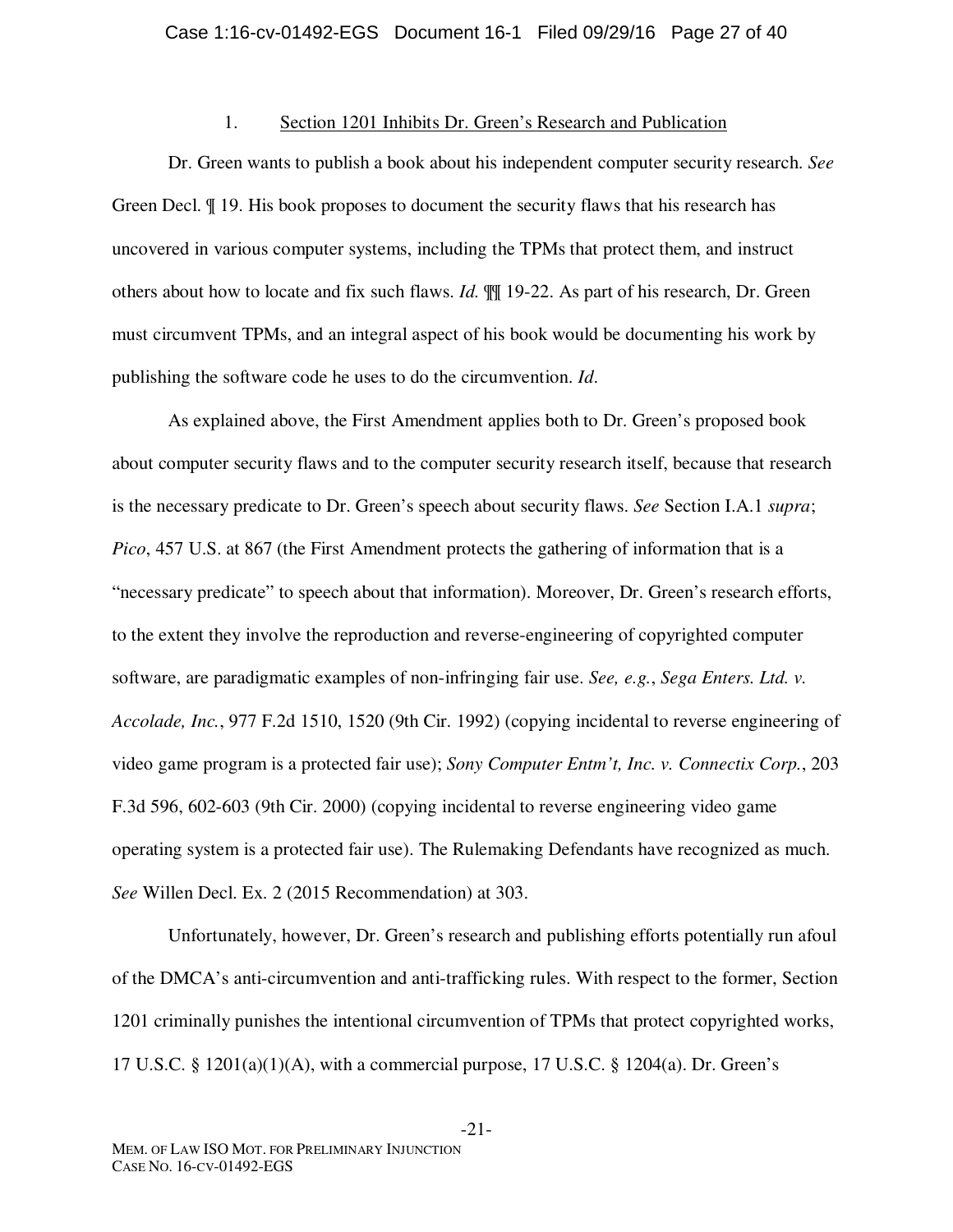### 1. Section 1201 Inhibits Dr. Green's Research and Publication

Dr. Green wants to publish a book about his independent computer security research. *See* Green Decl. ¶ 19. His book proposes to document the security flaws that his research has uncovered in various computer systems, including the TPMs that protect them, and instruct others about how to locate and fix such flaws. *Id.* ¶¶ 19-22. As part of his research, Dr. Green must circumvent TPMs, and an integral aspect of his book would be documenting his work by publishing the software code he uses to do the circumvention. *Id.*

As explained above, the First Amendment applies both to Dr. Green's proposed book about computer security flaws and to the computer security research itself, because that research is the necessary predicate to Dr. Green's speech about security flaws. *See* Section I.A.1 *supra*; *Pico*, 457 U.S. at 867 (the First Amendment protects the gathering of information that is a "necessary predicate" to speech about that information). Moreover, Dr. Green's research efforts, to the extent they involve the reproduction and reverse-engineering of copyrighted computer software, are paradigmatic examples of non-infringing fair use. *See, e.g.*, *Sega Enters. Ltd. v. Accolade, Inc.*, 977 F.2d 1510, 1520 (9th Cir. 1992) (copying incidental to reverse engineering of video game program is a protected fair use); *Sony Computer Entm't, Inc. v. Connectix Corp.*, 203 F.3d 596, 602-603 (9th Cir. 2000) (copying incidental to reverse engineering video game operating system is a protected fair use). The Rulemaking Defendants have recognized as much. *See* Willen Decl. Ex. 2 (2015 Recommendation) at 303.

Unfortunately, however, Dr. Green's research and publishing efforts potentially run afoul of the DMCA's anti-circumvention and anti-trafficking rules. With respect to the former, Section 1201 criminally punishes the intentional circumvention of TPMs that protect copyrighted works, 17 U.S.C. § 1201(a)(1)(A), with a commercial purpose, 17 U.S.C. § 1204(a). Dr. Green's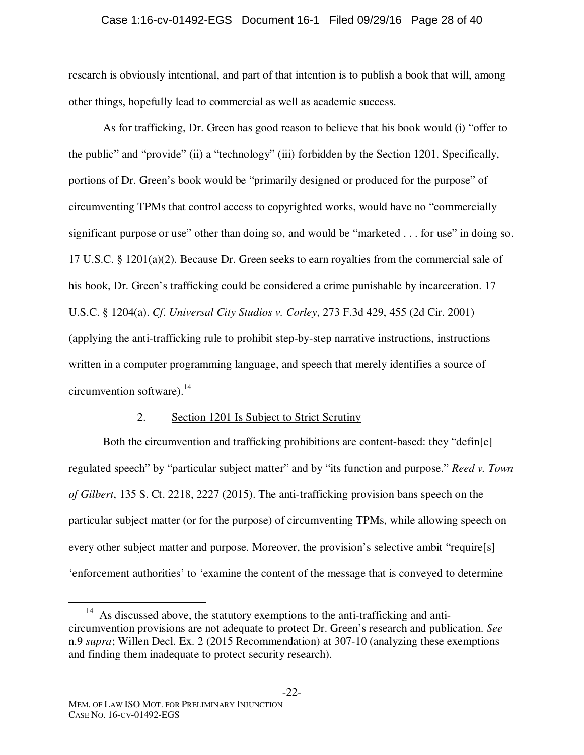research is obviously intentional, and part of that intention is to publish a book that will, among other things, hopefully lead to commercial as well as academic success.

As for trafficking, Dr. Green has good reason to believe that his book would (i) "offer to the public" and "provide" (ii) a "technology" (iii) forbidden by the Section 1201. Specifically, portions of Dr. Green's book would be "primarily designed or produced for the purpose" of circumventing TPMs that control access to copyrighted works, would have no "commercially significant purpose or use" other than doing so, and would be "marketed . . . for use" in doing so. 17 U.S.C. § 1201(a)(2). Because Dr. Green seeks to earn royalties from the commercial sale of his book, Dr. Green's trafficking could be considered a crime punishable by incarceration. 17 U.S.C. § 1204(a). *Cf*. *Universal City Studios v. Corley*, 273 F.3d 429, 455 (2d Cir. 2001) (applying the anti-trafficking rule to prohibit step-by-step narrative instructions, instructions written in a computer programming language, and speech that merely identifies a source of circumvention software).[14]

2. <u>Section 1201 Is Subject to Strict Scrutiny</u>

Both the circumvention and trafficking prohibitions are content-based: they "defin[e] regulated speech" by "particular subject matter" and by "its function and purpose." *Reed v. Town of Gilbert*, 135 S. Ct. 2218, 2227 (2015). The anti-trafficking provision bans speech on the particular subject matter (or for the purpose) of circumventing TPMs, while allowing speech on every other subject matter and purpose. Moreover, the provision's selective ambit "require[s] 'enforcement authorities' to 'examine the content of the message that is conveyed to determine

---

[14] As discussed above, the statutory exemptions to the anti-trafficking and anti-circumvention provisions are not adequate to protect Dr. Green's research and publication. *See* n.9 *supra*; Willen Decl. Ex. 2 (2015 Recommendation) at 307-10 (analyzing these exemptions and finding them inadequate to protect security research).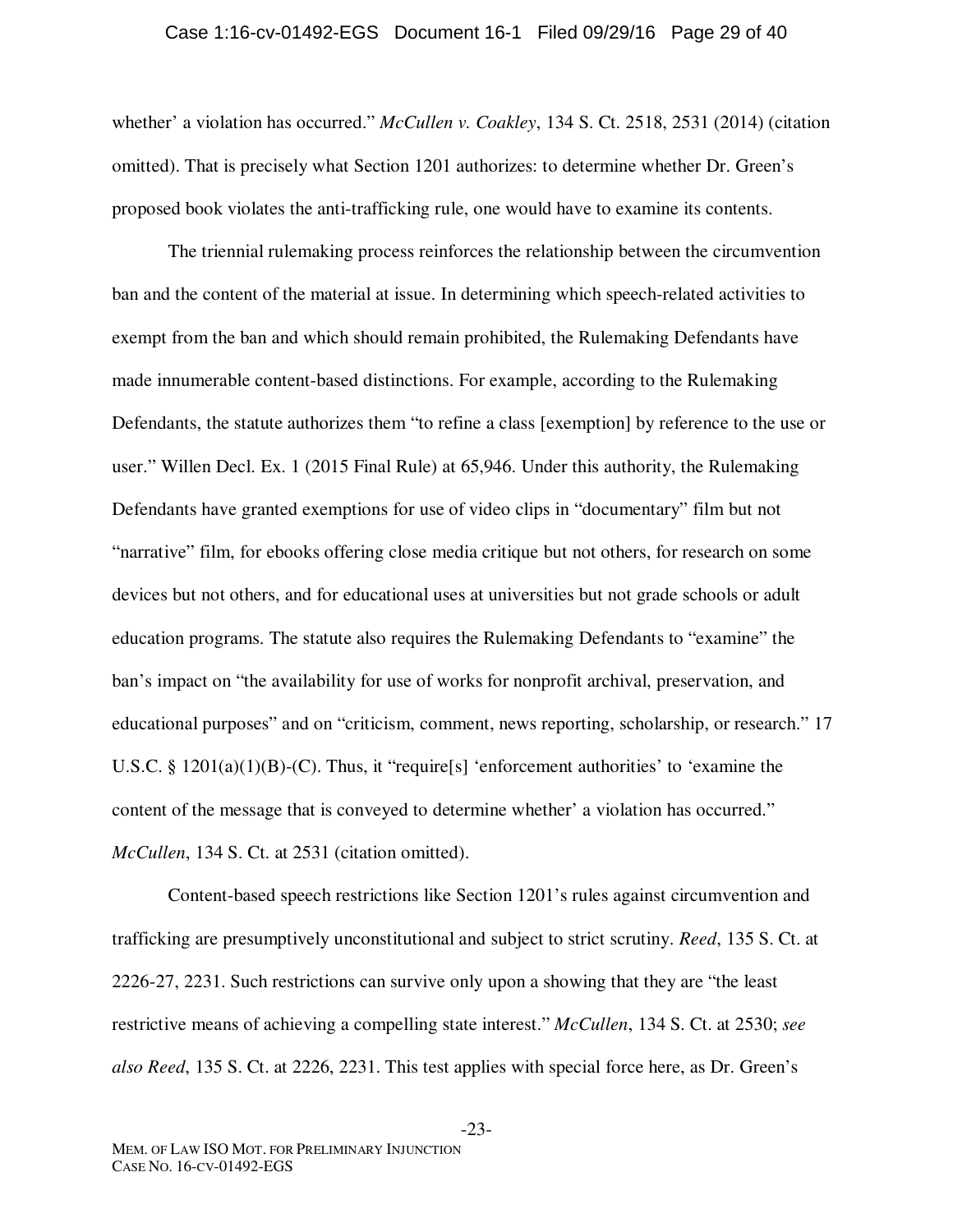whether' a violation has occurred." *McCullen v. Coakley*, 134 S. Ct. 2518, 2531 (2014) (citation omitted). That is precisely what Section 1201 authorizes: to determine whether Dr. Green's proposed book violates the anti-trafficking rule, one would have to examine its contents.

The triennial rulemaking process reinforces the relationship between the circumvention ban and the content of the material at issue. In determining which speech-related activities to exempt from the ban and which should remain prohibited, the Rulemaking Defendants have made innumerable content-based distinctions. For example, according to the Rulemaking Defendants, the statute authorizes them "to refine a class [exemption] by reference to the use or user." Willen Decl. Ex. 1 (2015 Final Rule) at 65,946. Under this authority, the Rulemaking Defendants have granted exemptions for use of video clips in "documentary" film but not "narrative" film, for ebooks offering close media critique but not others, for research on some devices but not others, and for educational uses at universities but not grade schools or adult education programs. The statute also requires the Rulemaking Defendants to "examine" the ban's impact on "the availability for use of works for nonprofit archival, preservation, and educational purposes" and on "criticism, comment, news reporting, scholarship, or research." 17 U.S.C. § 1201(a)(1)(B)-(C). Thus, it "require[s] 'enforcement authorities' to 'examine the content of the message that is conveyed to determine whether' a violation has occurred." *McCullen*, 134 S. Ct. at 2531 (citation omitted).

Content-based speech restrictions like Section 1201's rules against circumvention and trafficking are presumptively unconstitutional and subject to strict scrutiny. *Reed*, 135 S. Ct. at 2226-27, 2231. Such restrictions can survive only upon a showing that they are "the least restrictive means of achieving a compelling state interest." *McCullen*, 134 S. Ct. at 2530; *see also Reed*, 135 S. Ct. at 2226, 2231. This test applies with special force here, as Dr. Green's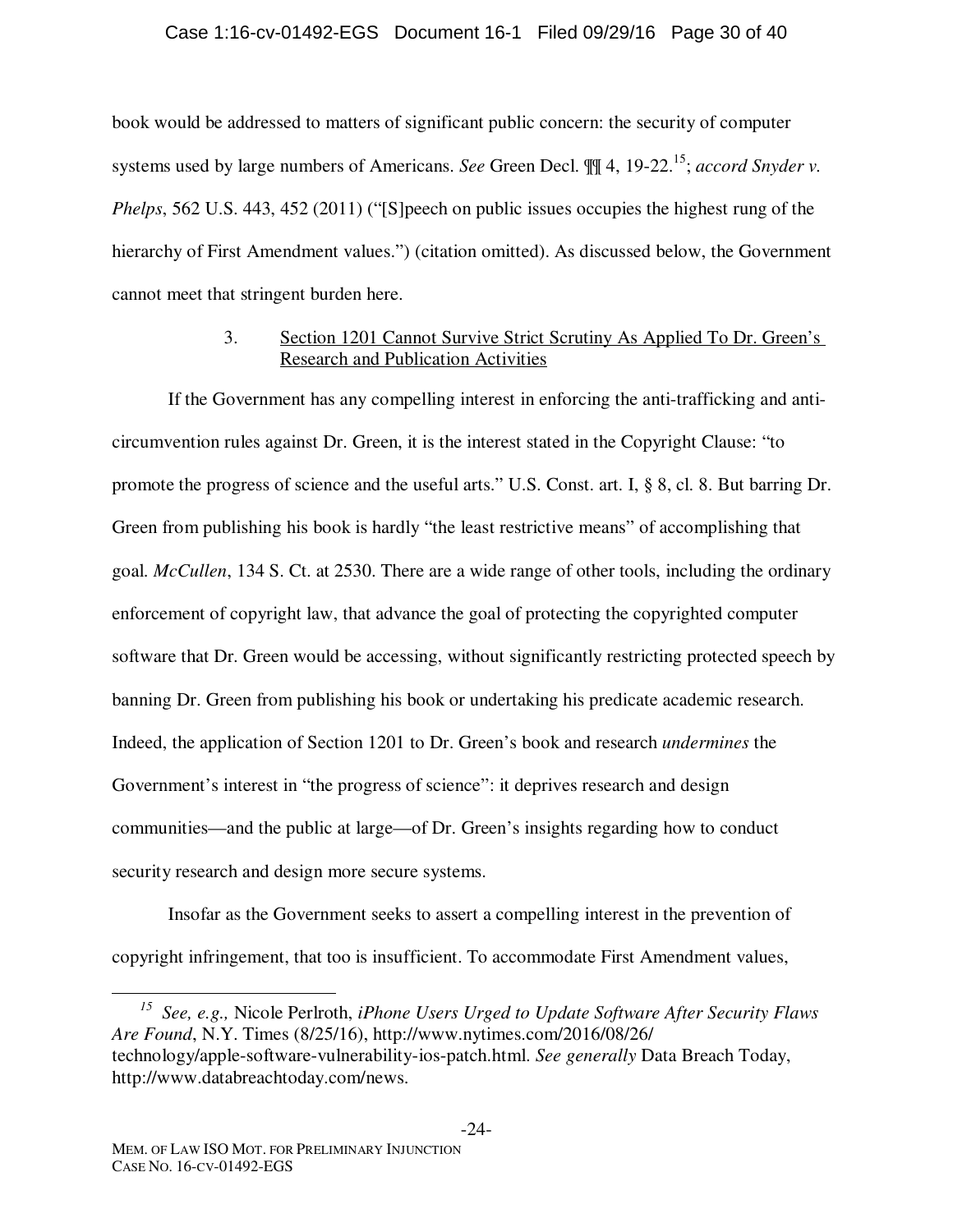book would be addressed to matters of significant public concern: the security of computer systems used by large numbers of Americans. *See* Green Decl. ¶¶ 4, 19-22.[15]; *accord Snyder v. Phelps*, 562 U.S. 443, 452 (2011) ("[S]peech on public issues occupies the highest rung of the hierarchy of First Amendment values.") (citation omitted). As discussed below, the Government cannot meet that stringent burden here.

3. Section 1201 Cannot Survive Strict Scrutiny As Applied To Dr. Green's Research and Publication Activities

If the Government has any compelling interest in enforcing the anti-trafficking and anti-circumvention rules against Dr. Green, it is the interest stated in the Copyright Clause: "to promote the progress of science and the useful arts." U.S. Const. art. I, § 8, cl. 8. But barring Dr. Green from publishing his book is hardly "the least restrictive means" of accomplishing that goal. *McCullen*, 134 S. Ct. at 2530. There are a wide range of other tools, including the ordinary enforcement of copyright law, that advance the goal of protecting the copyrighted computer software that Dr. Green would be accessing, without significantly restricting protected speech by banning Dr. Green from publishing his book or undertaking his predicate academic research. Indeed, the application of Section 1201 to Dr. Green's book and research *undermines* the Government's interest in "the progress of science": it deprives research and design communities—and the public at large—of Dr. Green's insights regarding how to conduct security research and design more secure systems.

Insofar as the Government seeks to assert a compelling interest in the prevention of copyright infringement, that too is insufficient. To accommodate First Amendment values,

---

[15] *See, e.g.,* Nicole Perlroth, *iPhone Users Urged to Update Software After Security Flaws Are Found*, N.Y. Times (8/25/16), http://www.nytimes.com/2016/08/26/technology/apple-software-vulnerability-ios-patch.html. *See generally* Data Breach Today, http://www.databreachtoday.com/news.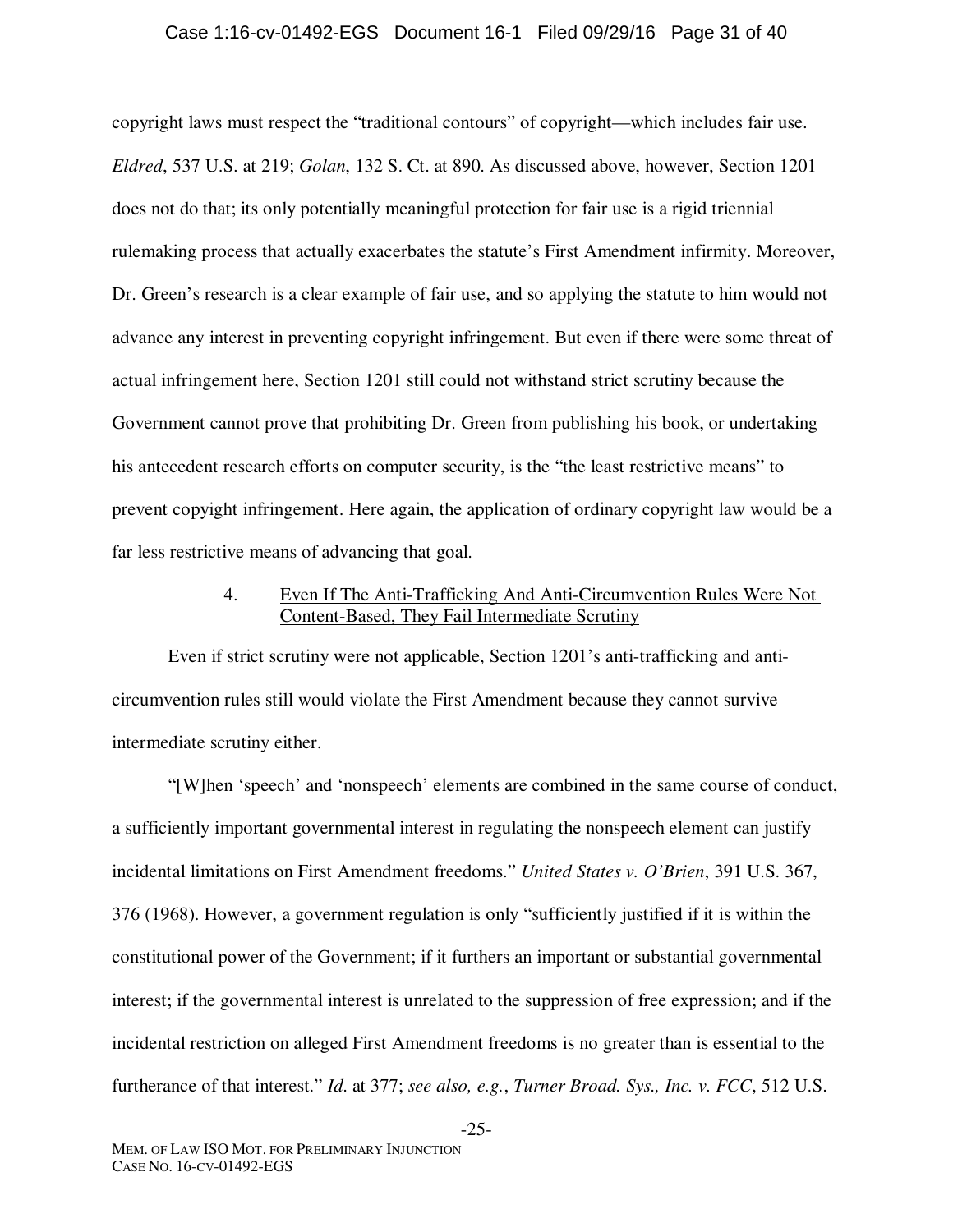copyright laws must respect the "traditional contours" of copyright—which includes fair use. *Eldred*, 537 U.S. at 219; *Golan*, 132 S. Ct. at 890. As discussed above, however, Section 1201 does not do that; its only potentially meaningful protection for fair use is a rigid triennial rulemaking process that actually exacerbates the statute's First Amendment infirmity. Moreover, Dr. Green's research is a clear example of fair use, and so applying the statute to him would not advance any interest in preventing copyright infringement. But even if there were some threat of actual infringement here, Section 1201 still could not withstand strict scrutiny because the Government cannot prove that prohibiting Dr. Green from publishing his book, or undertaking his antecedent research efforts on computer security, is the "the least restrictive means" to prevent copyright infringement. Here again, the application of ordinary copyright law would be a far less restrictive means of advancing that goal.

#### 4. Even If The Anti-Trafficking And Anti-Circumvention Rules Were Not Content-Based, They Fail Intermediate Scrutiny

Even if strict scrutiny were not applicable, Section 1201's anti-trafficking and anti-circumvention rules still would violate the First Amendment because they cannot survive intermediate scrutiny either.

"[W]hen 'speech' and 'nonspeech' elements are combined in the same course of conduct, a sufficiently important governmental interest in regulating the nonspeech element can justify incidental limitations on First Amendment freedoms." *United States v. O'Brien*, 391 U.S. 367, 376 (1968). However, a government regulation is only "sufficiently justified if it is within the constitutional power of the Government; if it furthers an important or substantial governmental interest; if the governmental interest is unrelated to the suppression of free expression; and if the incidental restriction on alleged First Amendment freedoms is no greater than is essential to the furtherance of that interest." *Id.* at 377; *see also, e.g.*, *Turner Broad. Sys., Inc. v. FCC*, 512 U.S.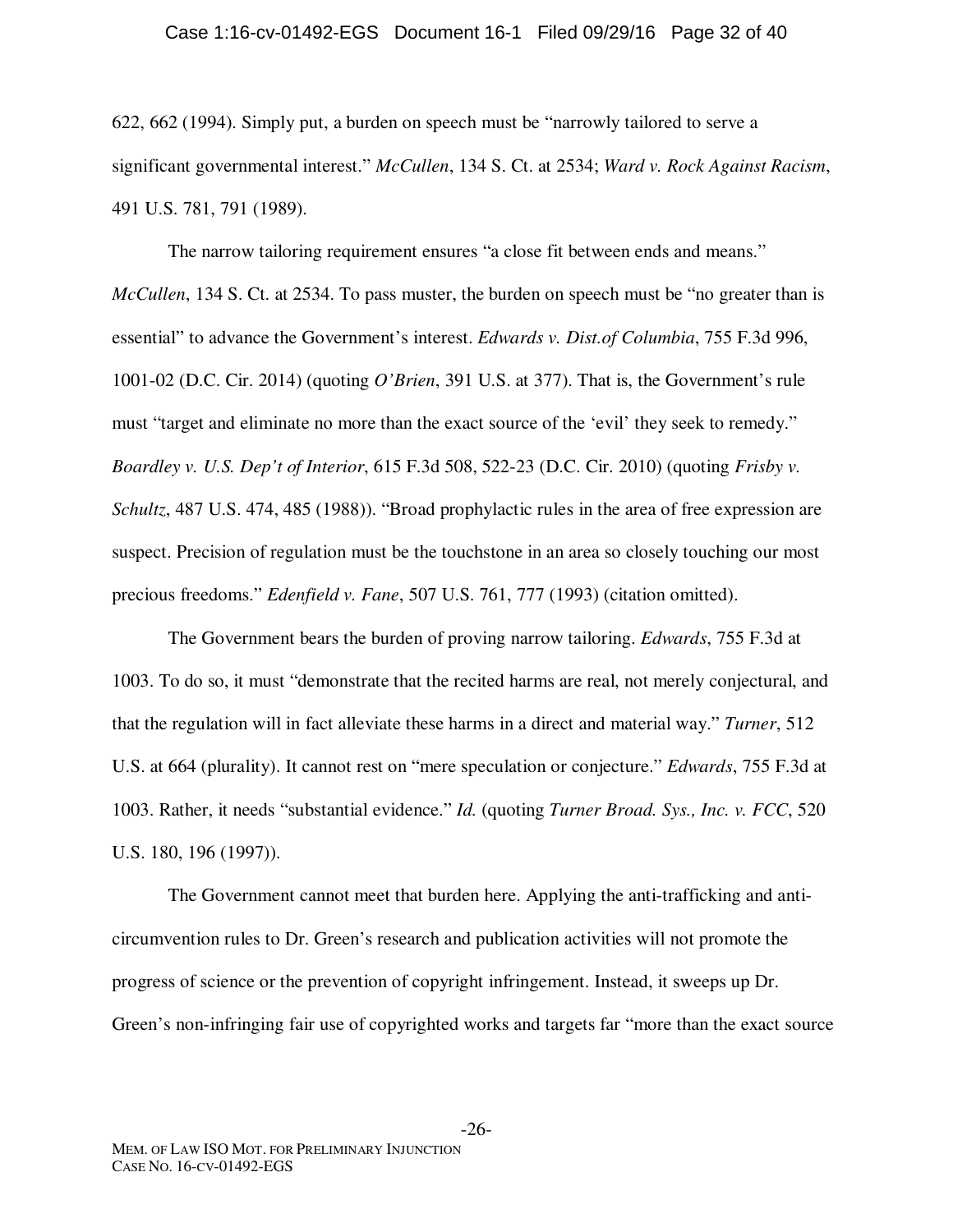622, 662 (1994). Simply put, a burden on speech must be "narrowly tailored to serve a significant governmental interest." *McCullen*, 134 S. Ct. at 2534; *Ward v. Rock Against Racism*, 491 U.S. 781, 791 (1989).

The narrow tailoring requirement ensures "a close fit between ends and means." *McCullen*, 134 S. Ct. at 2534. To pass muster, the burden on speech must be "no greater than is essential" to advance the Government's interest. *Edwards v. Dist.of Columbia*, 755 F.3d 996, 1001-02 (D.C. Cir. 2014) (quoting *O'Brien*, 391 U.S. at 377). That is, the Government's rule must "target and eliminate no more than the exact source of the 'evil' they seek to remedy." *Boardley v. U.S. Dep't of Interior*, 615 F.3d 508, 522-23 (D.C. Cir. 2010) (quoting *Frisby v. Schultz*, 487 U.S. 474, 485 (1988)). "Broad prophylactic rules in the area of free expression are suspect. Precision of regulation must be the touchstone in an area so closely touching our most precious freedoms." *Edenfield v. Fane*, 507 U.S. 761, 777 (1993) (citation omitted).

The Government bears the burden of proving narrow tailoring. *Edwards*, 755 F.3d at 1003. To do so, it must "demonstrate that the recited harms are real, not merely conjectural, and that the regulation will in fact alleviate these harms in a direct and material way." *Turner*, 512 U.S. at 664 (plurality). It cannot rest on "mere speculation or conjecture." *Edwards*, 755 F.3d at 1003. Rather, it needs "substantial evidence." *Id.* (quoting *Turner Broad. Sys., Inc. v. FCC*, 520 U.S. 180, 196 (1997)).

The Government cannot meet that burden here. Applying the anti-trafficking and anti-circumvention rules to Dr. Green's research and publication activities will not promote the progress of science or the prevention of copyright infringement. Instead, it sweeps up Dr. Green's non-infringing fair use of copyrighted works and targets far "more than the exact source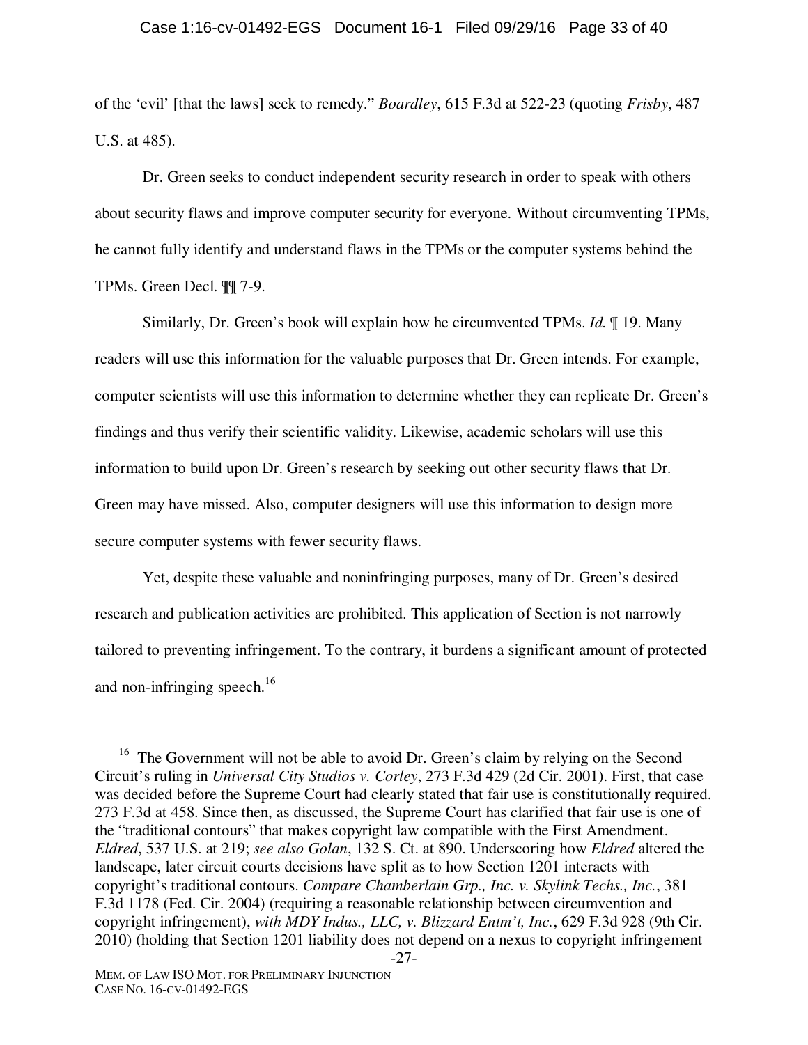of the 'evil' [that the laws] seek to remedy." *Boardley*, 615 F.3d at 522-23 (quoting *Frisby*, 487 U.S. at 485).

Dr. Green seeks to conduct independent security research in order to speak with others about security flaws and improve computer security for everyone. Without circumventing TPMs, he cannot fully identify and understand flaws in the TPMs or the computer systems behind the TPMs. Green Decl. ¶¶ 7-9.

Similarly, Dr. Green's book will explain how he circumvented TPMs. *Id.* ¶ 19. Many readers will use this information for the valuable purposes that Dr. Green intends. For example, computer scientists will use this information to determine whether they can replicate Dr. Green's findings and thus verify their scientific validity. Likewise, academic scholars will use this information to build upon Dr. Green's research by seeking out other security flaws that Dr. Green may have missed. Also, computer designers will use this information to design more secure computer systems with fewer security flaws.

Yet, despite these valuable and noninfringing purposes, many of Dr. Green's desired research and publication activities are prohibited. This application of Section is not narrowly tailored to preventing infringement. To the contrary, it burdens a significant amount of protected and non-infringing speech.[16]

---

[16] The Government will not be able to avoid Dr. Green's claim by relying on the Second Circuit's ruling in *Universal City Studios v. Corley*, 273 F.3d 429 (2d Cir. 2001). First, that case was decided before the Supreme Court had clearly stated that fair use is constitutionally required. 273 F.3d at 458. Since then, as discussed, the Supreme Court has clarified that fair use is one of the "traditional contours" that makes copyright law compatible with the First Amendment. *Eldred*, 537 U.S. at 219; *see also Golan*, 132 S. Ct. at 890. Underscoring how *Eldred* altered the landscape, later circuit courts decisions have split as to how Section 1201 interacts with copyright's traditional contours. *Compare Chamberlain Grp., Inc. v. Skylink Techs., Inc.*, 381 F.3d 1178 (Fed. Cir. 2004) (requiring a reasonable relationship between circumvention and copyright infringement), *with MDY Indus., LLC, v. Blizzard Entm't, Inc.*, 629 F.3d 928 (9th Cir. 2010) (holding that Section 1201 liability does not depend on a nexus to copyright infringement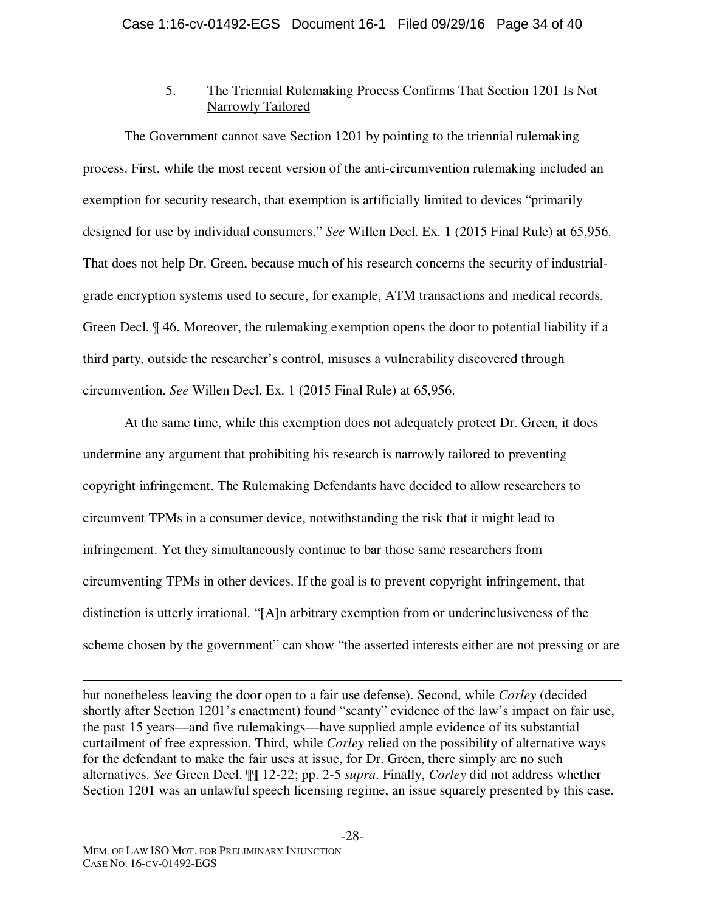### 5. The Triennial Rulemaking Process Confirms That Section 1201 Is Not Narrowly Tailored

The Government cannot save Section 1201 by pointing to the triennial rulemaking process. First, while the most recent version of the anti-circumvention rulemaking included an exemption for security research, that exemption is artificially limited to devices "primarily designed for use by individual consumers." *See* Willen Decl. Ex. 1 (2015 Final Rule) at 65,956. That does not help Dr. Green, because much of his research concerns the security of industrial-grade encryption systems used to secure, for example, ATM transactions and medical records. Green Decl. ¶ 46. Moreover, the rulemaking exemption opens the door to potential liability if a third party, outside the researcher's control, misuses a vulnerability discovered through circumvention. *See* Willen Decl. Ex. 1 (2015 Final Rule) at 65,956.

At the same time, while this exemption does not adequately protect Dr. Green, it does undermine any argument that prohibiting his research is narrowly tailored to preventing copyright infringement. The Rulemaking Defendants have decided to allow researchers to circumvent TPMs in a consumer device, notwithstanding the risk that it might lead to infringement. Yet they simultaneously continue to bar those same researchers from circumventing TPMs in other devices. If the goal is to prevent copyright infringement, that distinction is utterly irrational. "[A]n arbitrary exemption from or underinclusiveness of the scheme chosen by the government" can show "the asserted interests either are not pressing or are

---

but nonetheless leaving the door open to a fair use defense). Second, while *Corley* (decided shortly after Section 1201's enactment) found "scanty" evidence of the law's impact on fair use, the past 15 years—and five rulemakings—have supplied ample evidence of its substantial curtailment of free expression. Third, while *Corley* relied on the possibility of alternative ways for the defendant to make the fair uses at issue, for Dr. Green, there simply are no such alternatives. *See* Green Decl. ¶¶ 12-22; pp. 2-5 *supra*. Finally, *Corley* did not address whether Section 1201 was an unlawful speech licensing regime, an issue squarely presented by this case.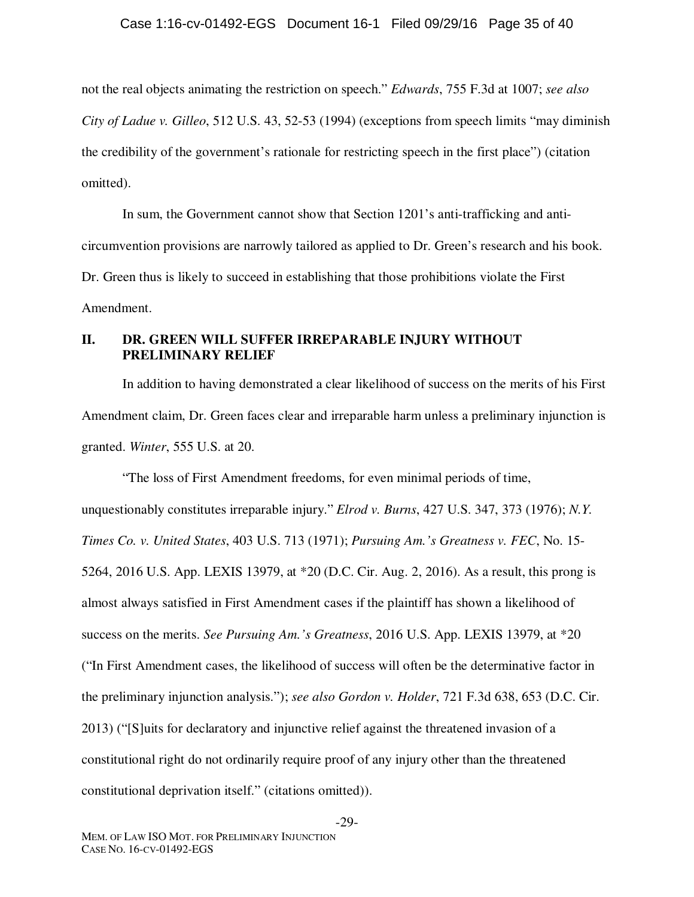not the real objects animating the restriction on speech." *Edwards*, 755 F.3d at 1007; *see also City of Ladue v. Gilleo*, 512 U.S. 43, 52-53 (1994) (exceptions from speech limits "may diminish the credibility of the government's rationale for restricting speech in the first place") (citation omitted).

In sum, the Government cannot show that Section 1201's anti-trafficking and anti-circumvention provisions are narrowly tailored as applied to Dr. Green's research and his book. Dr. Green thus is likely to succeed in establishing that those prohibitions violate the First Amendment.

## II. DR. GREEN WILL SUFFER IRREPARABLE INJURY WITHOUT PRELIMINARY RELIEF

In addition to having demonstrated a clear likelihood of success on the merits of his First Amendment claim, Dr. Green faces clear and irreparable harm unless a preliminary injunction is granted. *Winter*, 555 U.S. at 20.

"The loss of First Amendment freedoms, for even minimal periods of time, unquestionably constitutes irreparable injury." *Elrod v. Burns*, 427 U.S. 347, 373 (1976); *N.Y. Times Co. v. United States*, 403 U.S. 713 (1971); *Pursuing Am.'s Greatness v. FEC*, No. 15-5264, 2016 U.S. App. LEXIS 13979, at *20 (D.C. Cir. Aug. 2, 2016). As a result, this prong is almost always satisfied in First Amendment cases if the plaintiff has shown a likelihood of success on the merits. *See Pursuing Am.'s Greatness*, 2016 U.S. App. LEXIS 13979, at *20 ("In First Amendment cases, the likelihood of success will often be the determinative factor in the preliminary injunction analysis."); *see also Gordon v. Holder*, 721 F.3d 638, 653 (D.C. Cir. 2013) ("[S]uits for declaratory and injunctive relief against the threatened invasion of a constitutional right do not ordinarily require proof of any injury other than the threatened constitutional deprivation itself." (citations omitted)).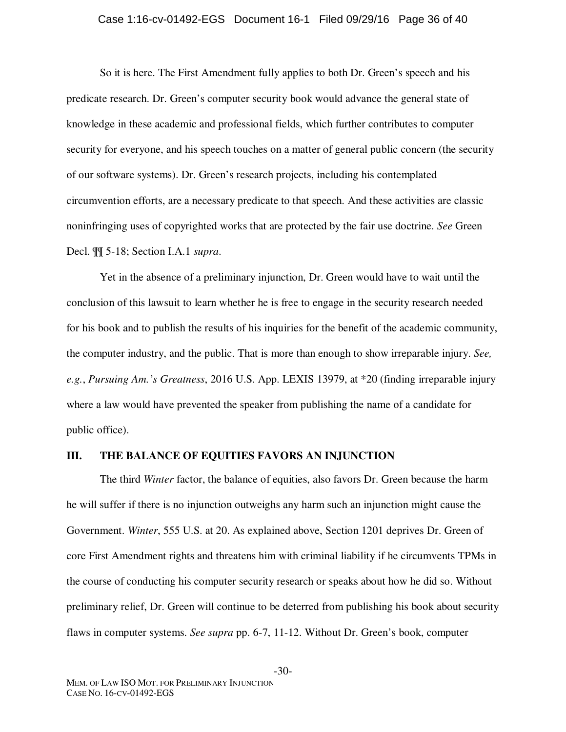So it is here. The First Amendment fully applies to both Dr. Green's speech and his predicate research. Dr. Green's computer security book would advance the general state of knowledge in these academic and professional fields, which further contributes to computer security for everyone, and his speech touches on a matter of general public concern (the security of our software systems). Dr. Green's research projects, including his contemplated circumvention efforts, are a necessary predicate to that speech. And these activities are classic noninfringing uses of copyrighted works that are protected by the fair use doctrine. *See* Green Decl. ¶¶ 5-18; Section I.A.1 *supra*.

Yet in the absence of a preliminary injunction, Dr. Green would have to wait until the conclusion of this lawsuit to learn whether he is free to engage in the security research needed for his book and to publish the results of his inquiries for the benefit of the academic community, the computer industry, and the public. That is more than enough to show irreparable injury. *See, e.g.*, *Pursuing Am.'s Greatness*, 2016 U.S. App. LEXIS 13979, at *20 (finding irreparable injury where a law would have prevented the speaker from publishing the name of a candidate for public office).

## III. THE BALANCE OF EQUITIES FAVORS AN INJUNCTION

The third *Winter* factor, the balance of equities, also favors Dr. Green because the harm he will suffer if there is no injunction outweighs any harm such an injunction might cause the Government. *Winter*, 555 U.S. at 20. As explained above, Section 1201 deprives Dr. Green of core First Amendment rights and threatens him with criminal liability if he circumvents TPMs in the course of conducting his computer security research or speaks about how he did so. Without preliminary relief, Dr. Green will continue to be deterred from publishing his book about security flaws in computer systems. *See supra* pp. 6-7, 11-12. Without Dr. Green's book, computer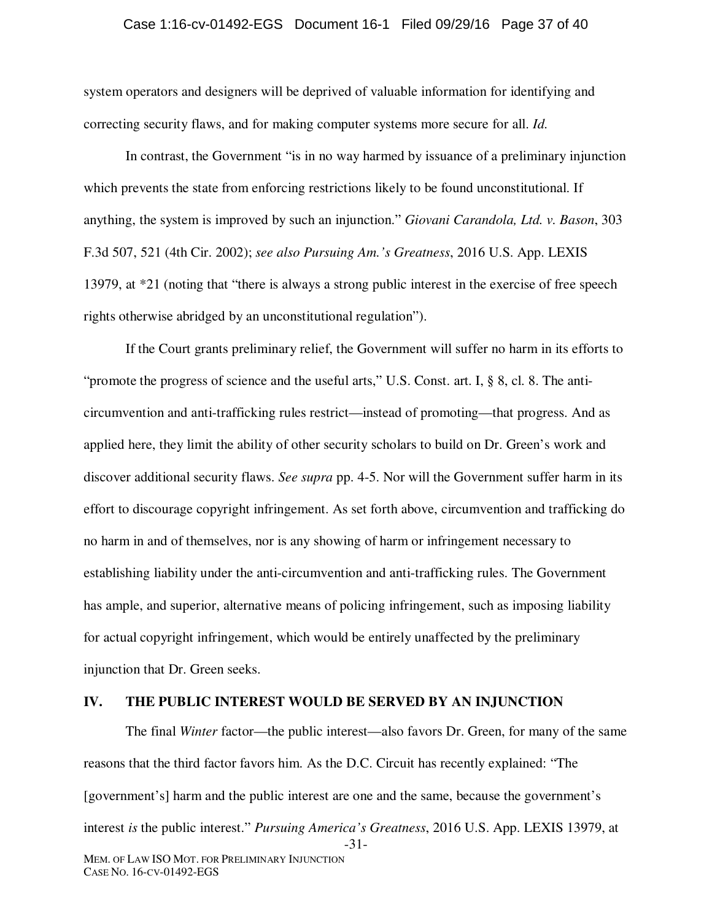system operators and designers will be deprived of valuable information for identifying and correcting security flaws, and for making computer systems more secure for all. *Id.*

In contrast, the Government "is in no way harmed by issuance of a preliminary injunction which prevents the state from enforcing restrictions likely to be found unconstitutional. If anything, the system is improved by such an injunction." *Giovani Carandola, Ltd. v. Bason*, 303 F.3d 507, 521 (4th Cir. 2002); *see also Pursuing Am.'s Greatness*, 2016 U.S. App. LEXIS 13979, at *21 (noting that "there is always a strong public interest in the exercise of free speech rights otherwise abridged by an unconstitutional regulation").

If the Court grants preliminary relief, the Government will suffer no harm in its efforts to "promote the progress of science and the useful arts," U.S. Const. art. I, § 8, cl. 8. The anti-circumvention and anti-trafficking rules restrict—instead of promoting—that progress. And as applied here, they limit the ability of other security scholars to build on Dr. Green's work and discover additional security flaws. *See supra* pp. 4-5. Nor will the Government suffer harm in its effort to discourage copyright infringement. As set forth above, circumvention and trafficking do no harm in and of themselves, nor is any showing of harm or infringement necessary to establishing liability under the anti-circumvention and anti-trafficking rules. The Government has ample, and superior, alternative means of policing infringement, such as imposing liability for actual copyright infringement, which would be entirely unaffected by the preliminary injunction that Dr. Green seeks.

## IV. THE PUBLIC INTEREST WOULD BE SERVED BY AN INJUNCTION

The final *Winter* factor—the public interest—also favors Dr. Green, for many of the same reasons that the third factor favors him. As the D.C. Circuit has recently explained: "The [government's] harm and the public interest are one and the same, because the government's interest *is* the public interest." *Pursuing America's Greatness*, 2016 U.S. App. LEXIS 13979, at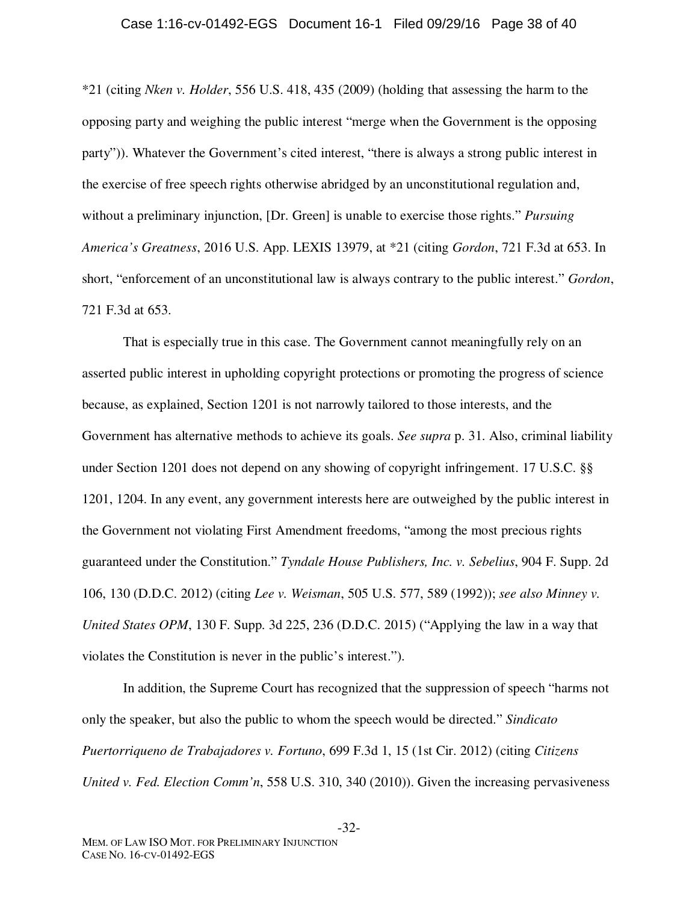*21 (citing *Nken v. Holder*, 556 U.S. 418, 435 (2009) (holding that assessing the harm to the opposing party and weighing the public interest "merge when the Government is the opposing party")). Whatever the Government's cited interest, "there is always a strong public interest in the exercise of free speech rights otherwise abridged by an unconstitutional regulation and, without a preliminary injunction, [Dr. Green] is unable to exercise those rights." *Pursuing America's Greatness*, 2016 U.S. App. LEXIS 13979, at *21 (citing *Gordon*, 721 F.3d at 653. In short, "enforcement of an unconstitutional law is always contrary to the public interest." *Gordon*, 721 F.3d at 653.

That is especially true in this case. The Government cannot meaningfully rely on an asserted public interest in upholding copyright protections or promoting the progress of science because, as explained, Section 1201 is not narrowly tailored to those interests, and the Government has alternative methods to achieve its goals. *See supra* p. 31. Also, criminal liability under Section 1201 does not depend on any showing of copyright infringement. 17 U.S.C. §§ 1201, 1204. In any event, any government interests here are outweighed by the public interest in the Government not violating First Amendment freedoms, "among the most precious rights guaranteed under the Constitution." *Tyndale House Publishers, Inc. v. Sebelius*, 904 F. Supp. 2d 106, 130 (D.D.C. 2012) (citing *Lee v. Weisman*, 505 U.S. 577, 589 (1992)); *see also Minney v. United States OPM*, 130 F. Supp. 3d 225, 236 (D.D.C. 2015) ("Applying the law in a way that violates the Constitution is never in the public's interest.").

In addition, the Supreme Court has recognized that the suppression of speech "harms not only the speaker, but also the public to whom the speech would be directed." *Sindicato Puertorriqueno de Trabajadores v. Fortuno*, 699 F.3d 1, 15 (1st Cir. 2012) (citing *Citizens United v. Fed. Election Comm'n*, 558 U.S. 310, 340 (2010)). Given the increasing pervasiveness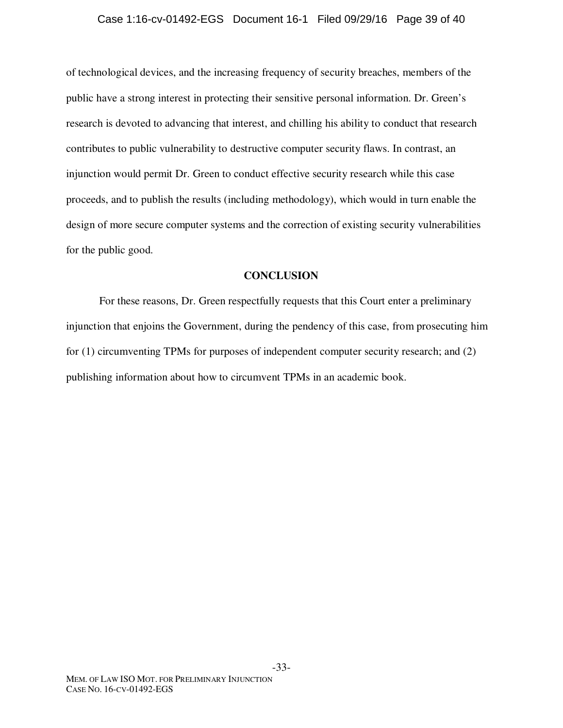of technological devices, and the increasing frequency of security breaches, members of the public have a strong interest in protecting their sensitive personal information. Dr. Green's research is devoted to advancing that interest, and chilling his ability to conduct that research contributes to public vulnerability to destructive computer security flaws. In contrast, an injunction would permit Dr. Green to conduct effective security research while this case proceeds, and to publish the results (including methodology), which would in turn enable the design of more secure computer systems and the correction of existing security vulnerabilities for the public good.

## CONCLUSION

For these reasons, Dr. Green respectfully requests that this Court enter a preliminary injunction that enjoins the Government, during the pendency of this case, from prosecuting him for (1) circumventing TPMs for purposes of independent computer security research; and (2) publishing information about how to circumvent TPMs in an academic book.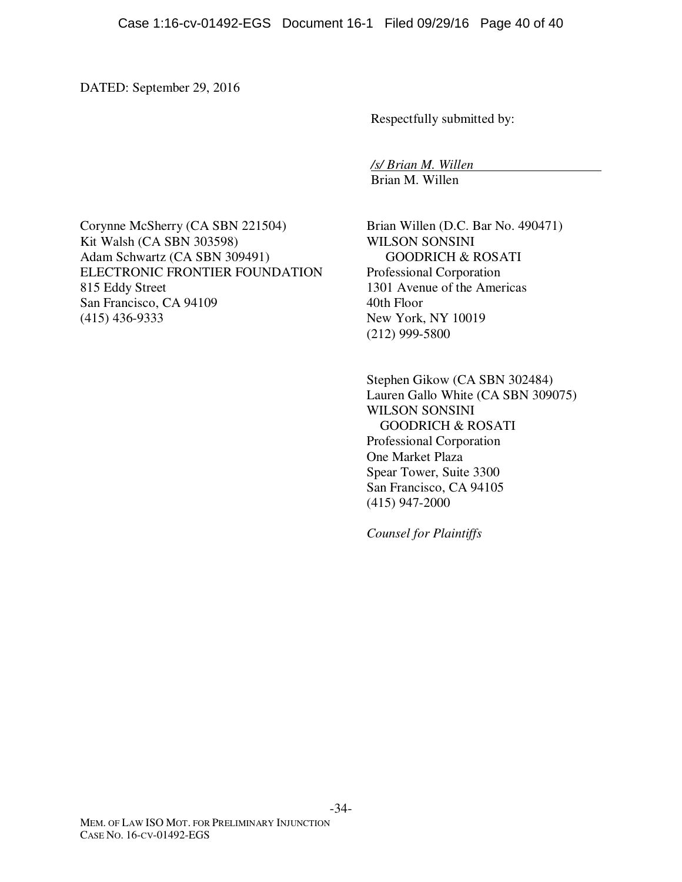DATED: September 29, 2016

Respectfully submitted by:

*/s/ Brian M. Willen*

Brian M. Willen

Corynne McSherry (CA SBN 221504)
Kit Walsh (CA SBN 303598)
Adam Schwartz (CA SBN 309491)
ELECTRONIC FRONTIER FOUNDATION
815 Eddy Street
San Francisco, CA 94109
(415) 436-9333

Brian Willen (D.C. Bar No. 490471)
WILSON SONSINI
GOODRICH & ROSATI
Professional Corporation
1301 Avenue of the Americas
40th Floor
New York, NY 10019
(212) 999-5800

Stephen Gikow (CA SBN 302484)
Lauren Gallo White (CA SBN 309075)
WILSON SONSINI
GOODRICH & ROSATI
Professional Corporation
One Market Plaza
Spear Tower, Suite 3300
San Francisco, CA 94105
(415) 947-2000

*Counsel for Plaintiffs*